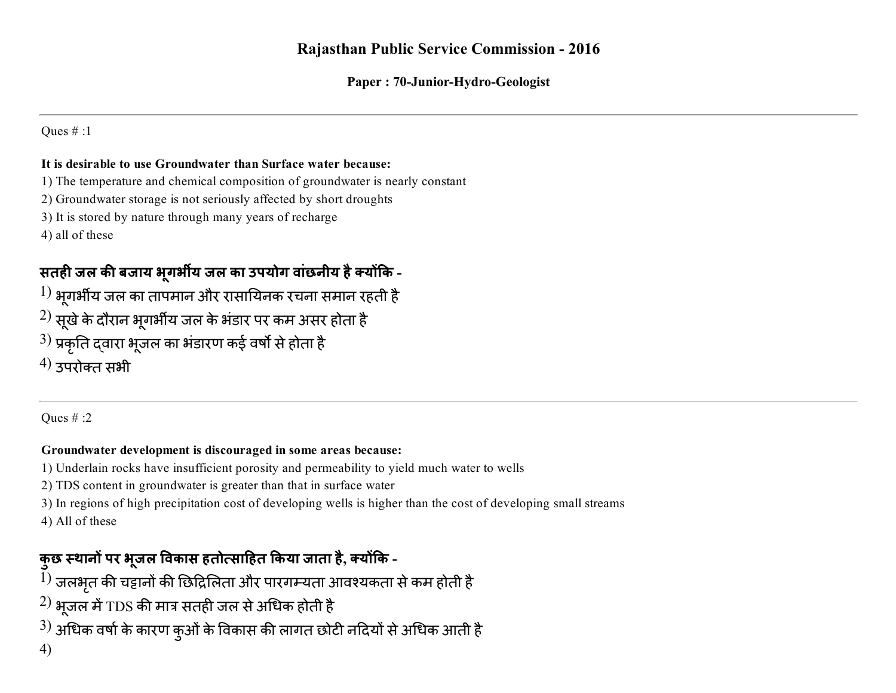# Rajasthan Public Service Commission - 2016

## Paper : 70-Junior-Hydro-Geologist

---

Ques # :1

**It is desirable to use Groundwater than Surface water because:**

1) The temperature and chemical composition of groundwater is nearly constant
2) Groundwater storage is not seriously affected by short droughts
3) It is stored by nature through many years of recharge
4) all of these

**सतही जल की बजाय भूगर्भीय जल का उपयोग वांछनीय है क्योंकि -**

1) भूगर्भीय जल का तापमान और रासायिनक रचना समान रहती है
2) सूखे के दौरान भूगर्भीय जल के भंडार पर कम असर होता है
3) प्रकृति द्वारा भूजल का भंडारण कई वर्षों से होता है
4) उपरोक्त सभी

---

Ques # :2

**Groundwater development is discouraged in some areas because:**

1) Underlain rocks have insufficient porosity and permeability to yield much water to wells
2) TDS content in groundwater is greater than that in surface water
3) In regions of high precipitation cost of developing wells is higher than the cost of developing small streams
4) All of these

**कुछ स्थानों पर भूजल विकास हतोत्साहित किया जाता है, क्योंकि -**

1) जलभृत की चट्टानों की छिद्रिलिता और पारगम्यता आवश्यकता से कम होती है
2) भूजल में TDS की मात्र सतही जल से अधिक होती है
3) अधिक वर्षा के कारण कुओं के विकास की लागत छोटी नदियों से अधिक आती है
4)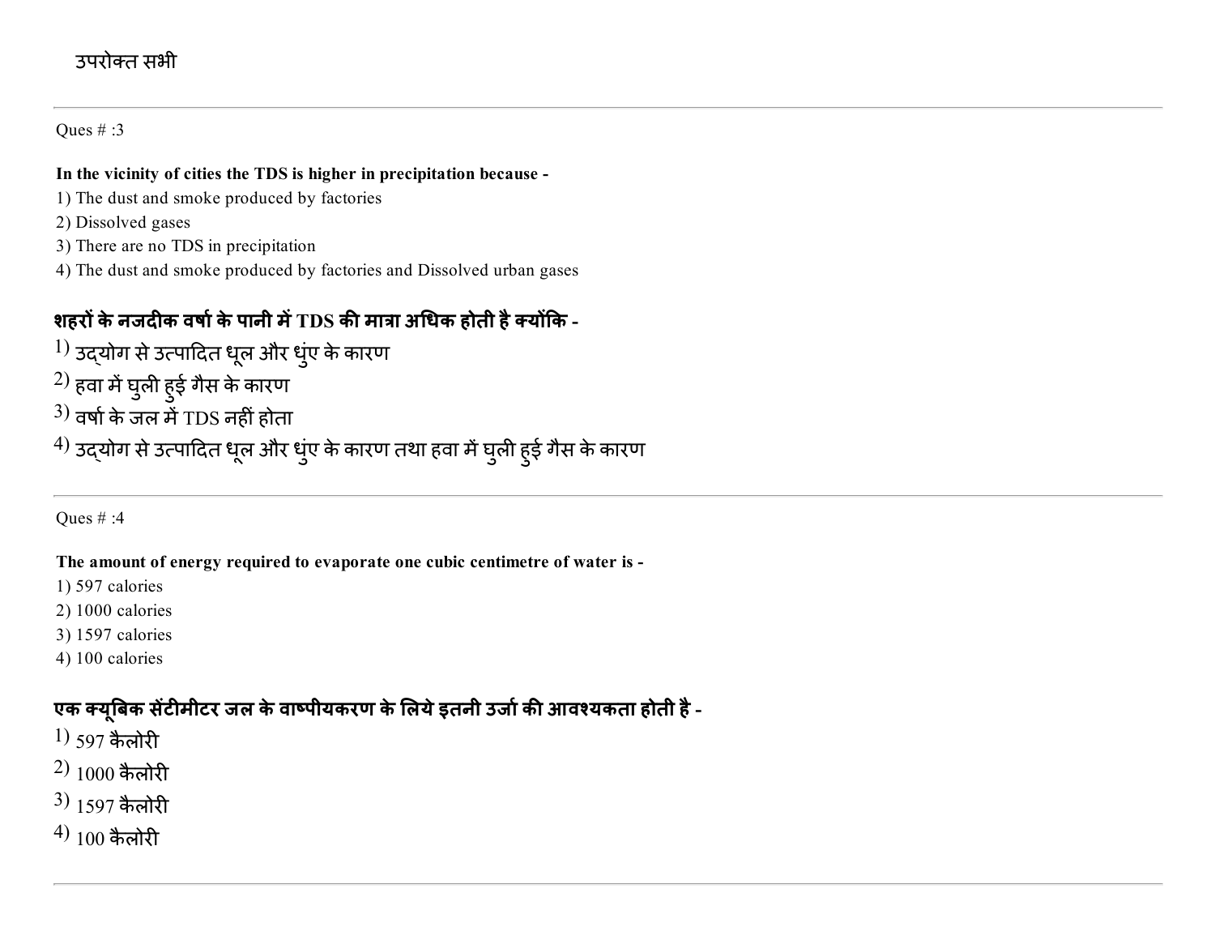उपरोक्त सभी

---

Ques # :3

**In the vicinity of cities the TDS is higher in precipitation because -**

1) The dust and smoke produced by factories
2) Dissolved gases
3) There are no TDS in precipitation
4) The dust and smoke produced by factories and Dissolved urban gases

**शहरों के नजदीक वर्षा के पानी में TDS की मात्रा अधिक होती है क्योंकि -**

1) उद्योग से उत्पादित धूल और धुंए के कारण
2) हवा में घुली हुई गैस के कारण
3) वर्षा के जल में TDS नहीं होता
4) उद्योग से उत्पादित धूल और धुंए के कारण तथा हवा में घुली हुई गैस के कारण

---

Ques # :4

**The amount of energy required to evaporate one cubic centimetre of water is -**

1) 597 calories
2) 1000 calories
3) 1597 calories
4) 100 calories

**एक क्यूबिक संटीमीटर जल के वाष्पीयकरण के लिये इतनी उर्जा की आवश्यकता होती है -**

1) 597 कैलोरी
2) 1000 कैलोरी
3) 1597 कैलोरी
4) 100 कैलोरी

---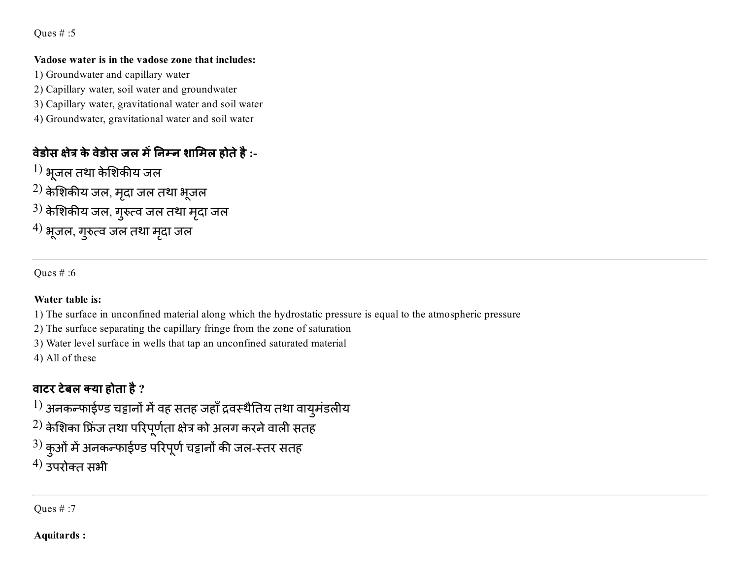Ques # :5

**Vadose water is in the vadose zone that includes:**

1) Groundwater and capillary water
2) Capillary water, soil water and groundwater
3) Capillary water, gravitational water and soil water
4) Groundwater, gravitational water and soil water

**वेडोस क्षेत्र के वेडोस जल में निम्न शामिल होते है :-**

1) भूजल तथा केशिकीय जल
2) केशिकीय जल, मृदा जल तथा भूजल
3) केशिकीय जल, गुरुत्व जल तथा मृदा जल
4) भूजल, गुरुत्व जल तथा मृदा जल

---

Ques # :6

**Water table is:**

1) The surface in unconfined material along which the hydrostatic pressure is equal to the atmospheric pressure
2) The surface separating the capillary fringe from the zone of saturation
3) Water level surface in wells that tap an unconfined saturated material
4) All of these

**वाटर टेबल क्या होता है ?**

1) अनकन्फाईण्ड चट्टानों में वह सतह जहाँ द्रवस्थैतिय तथा वायुमंडलीय
2) केशिका फ्रिंज तथा परिपूर्णता क्षेत्र को अलग करने वाली सतह
3) कुओं में अनकन्फाईण्ड परिपूर्ण चट्टानों की जल-स्तर सतह
4) उपरोक्त सभी

---

Ques # :7

**Aquitards :**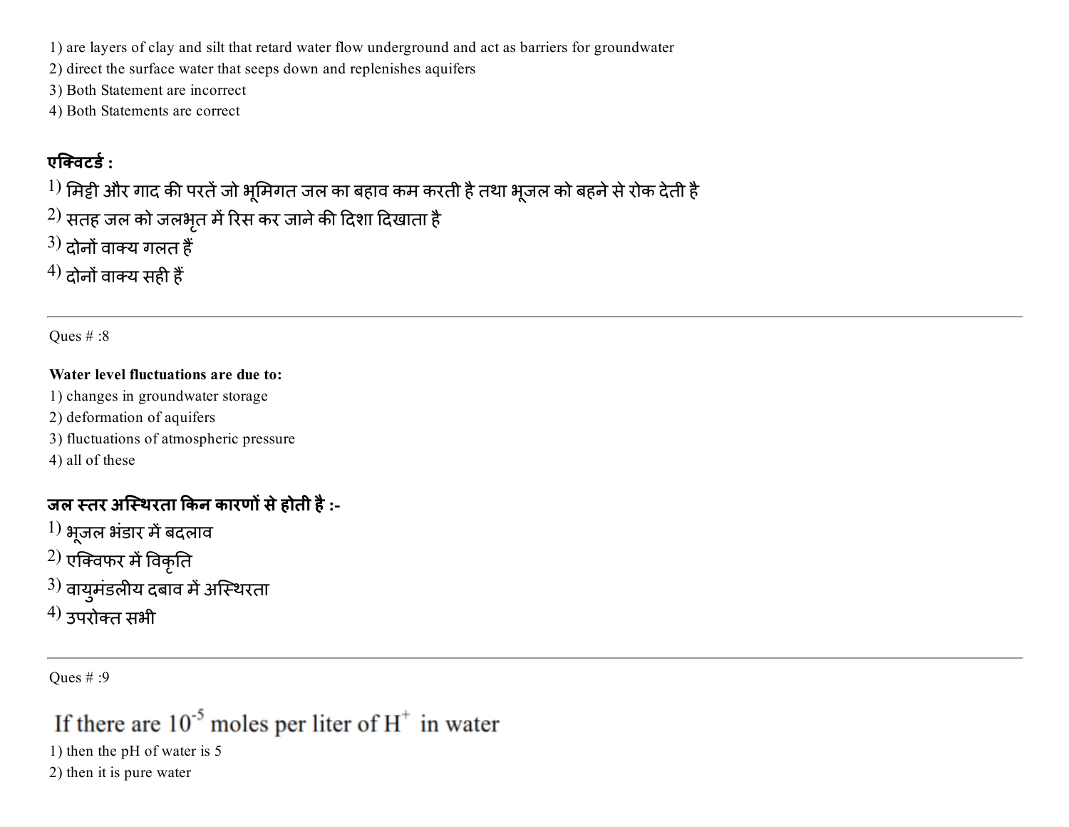1) are layers of clay and silt that retard water flow underground and act as barriers for groundwater
2) direct the surface water that seeps down and replenishes aquifers
3) Both Statement are incorrect
4) Both Statements are correct

**एक्विटर्ड :**
1) मिट्टी और गाद की परतें जो भूमिगत जल का बहाव कम करती है तथा भूजल को बहने से रोक देती है
2) सतह जल को जलभृत में रिस कर जाने की दिशा दिखाता है
3) दोनों वाक्य गलत हैं
4) दोनों वाक्य सही हैं

---

Ques # :8

**Water level fluctuations are due to:**
1) changes in groundwater storage
2) deformation of aquifers
3) fluctuations of atmospheric pressure
4) all of these

**जल स्तर अस्थिरता किन कारणों से होती है :-**
1) भूजल भंडार में बदलाव
2) एक्विफर में विकृति
3) वायुमंडलीय दबाव में अस्थिरता
4) उपरोक्त सभी

---

Ques # :9

If there are $10^{-5}$ moles per liter of $H^{+}$ in water
1) then the pH of water is 5
2) then it is pure water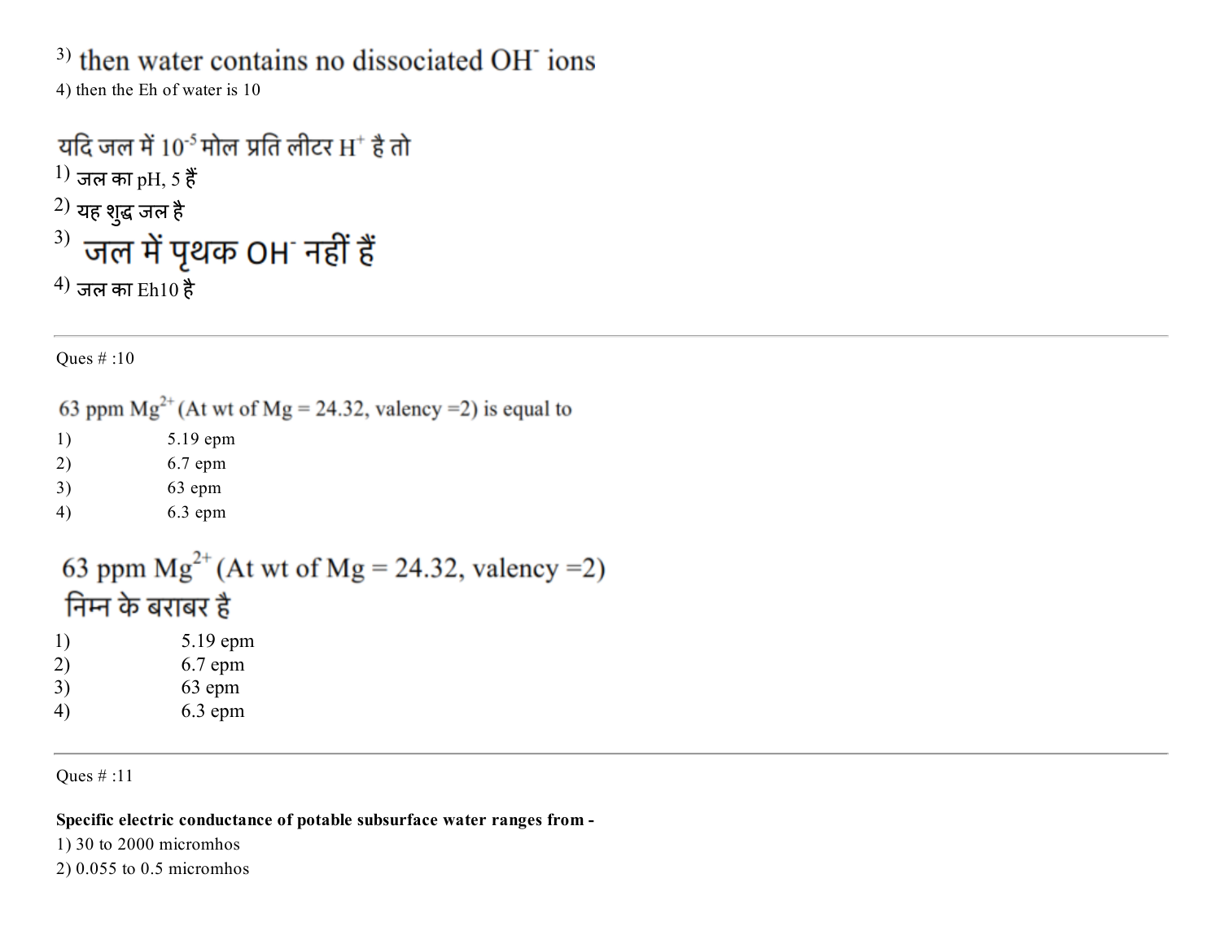3) then water contains no dissociated $OH^-$ ions

4) then the Eh of water is 10

यदि जल में $10^{-5}$ मोल प्रति लीटर $H^+$ है तो

1) जल का pH, 5 हैं

2) यह शुद्ध जल है

3) जल में पृथक $OH^-$ नहीं हैं

4) जल का Eh10 है

---

Ques # :10

63 ppm $Mg^{2+}$ (At wt of Mg = 24.32, valency =2) is equal to

1) 5.19 epm

2) 6.7 epm

3) 63 epm

4) 6.3 epm

63 ppm $Mg^{2+}$ (At wt of Mg = 24.32, valency =2) निम्न के बराबर है

1) 5.19 epm

2) 6.7 epm

3) 63 epm

4) 6.3 epm

---

Ques # :11

**Specific electric conductance of potable subsurface water ranges from -**

1) 30 to 2000 micromhos

2) 0.055 to 0.5 micromhos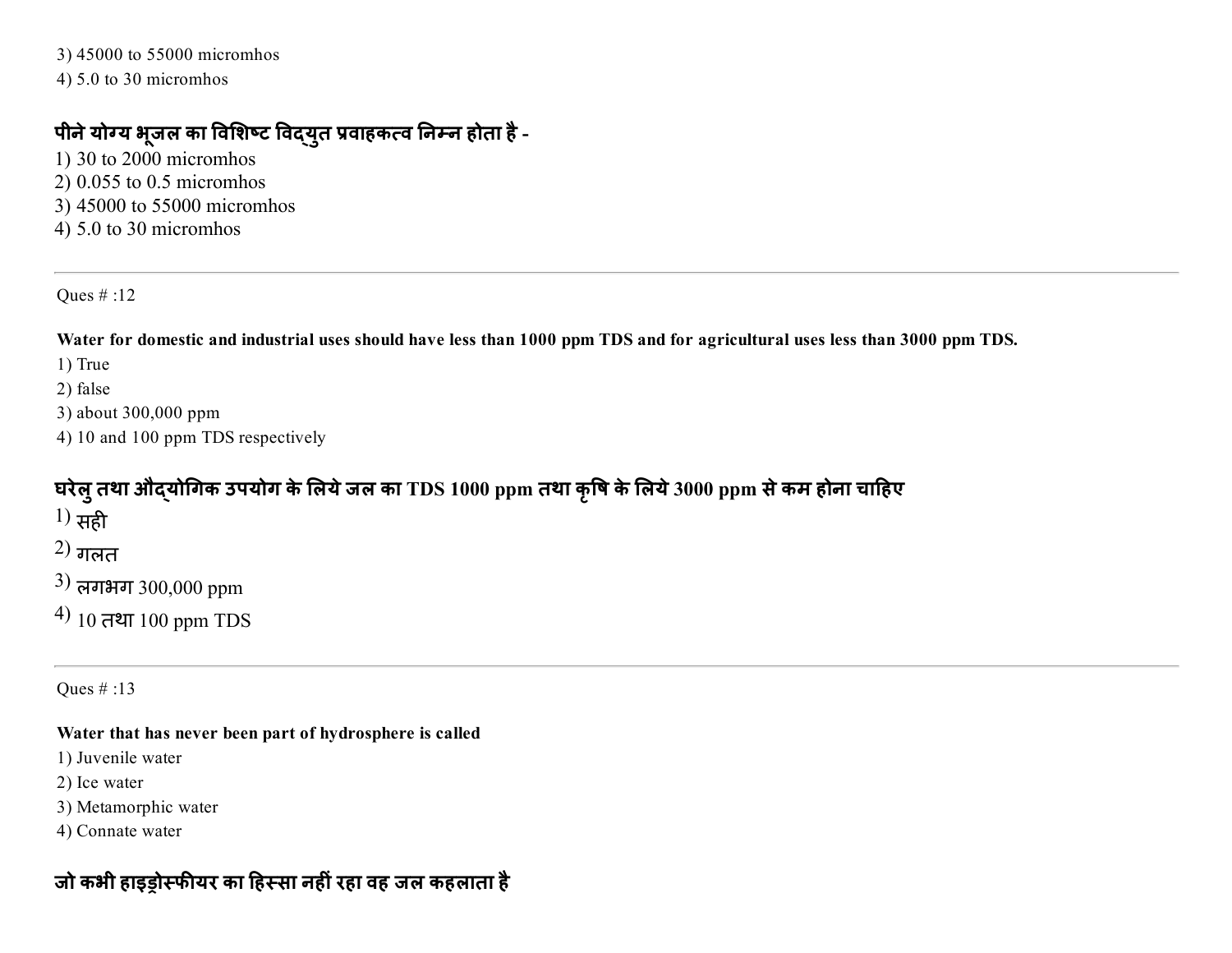3) 45000 to 55000 micromhos
4) 5.0 to 30 micromhos

**पीने योग्य भूज़ल का विशिष्ट विद्युत प्रवाहकत्व निम्न होता है -**

1) 30 to 2000 micromhos
2) 0.055 to 0.5 micromhos
3) 45000 to 55000 micromhos
4) 5.0 to 30 micromhos

---

Ques # :12

**Water for domestic and industrial uses should have less than 1000 ppm TDS and for agricultural uses less than 3000 ppm TDS.**

1) True
2) false
3) about 300,000 ppm
4) 10 and 100 ppm TDS respectively

**घरेलु तथा औद्योगिक उपयोग के लिये जल का TDS 1000 ppm तथा कृषि के लिये 3000 ppm से कम होना चाहिए**

1) सही
2) गलत
3) लगभग 300,000 ppm
4) 10 तथा 100 ppm TDS

---

Ques # :13

**Water that has never been part of hydrosphere is called**

1) Juvenile water
2) Ice water
3) Metamorphic water
4) Connate water

**जो कभी हाइड्रोस्फीयर का हिस्सा नहीं रहा वह जल कहलाता है**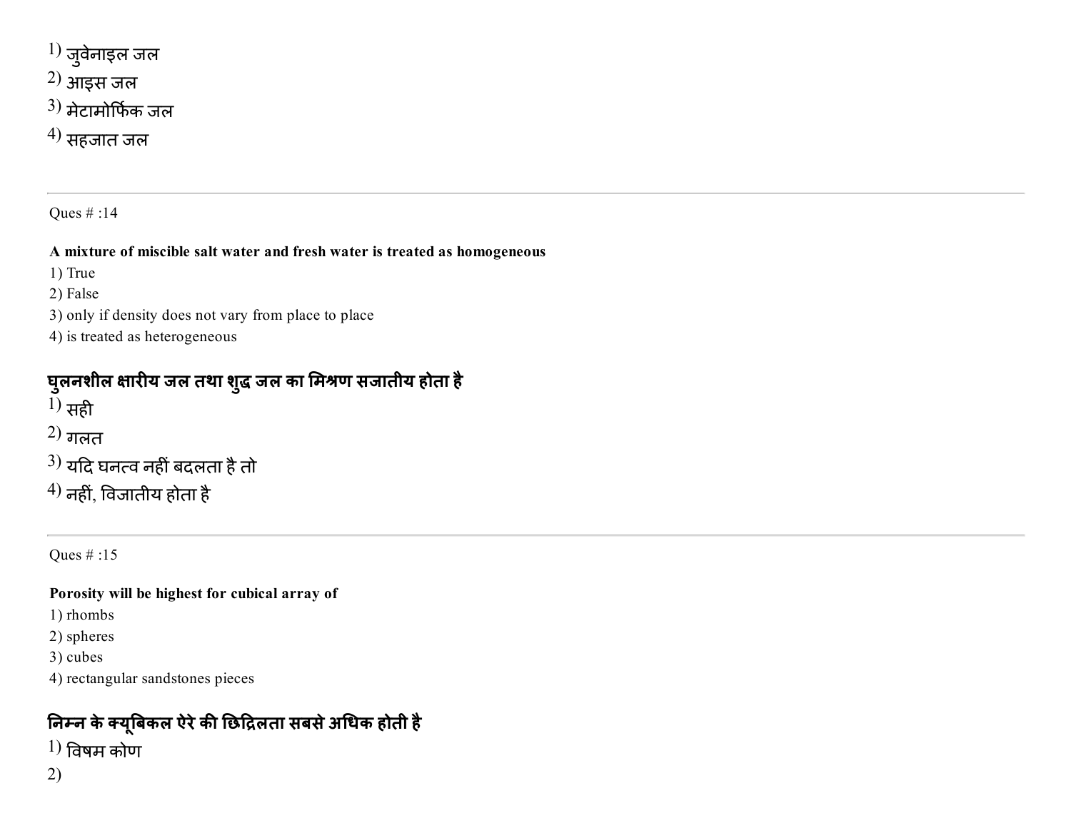1) जुवेनाइल जल
2) आइस जल
3) मेटामोर्फिक जल
4) सहजात जल

---

Ques # :14

**A mixture of miscible salt water and fresh water is treated as homogeneous**

1) True
2) False
3) only if density does not vary from place to place
4) is treated as heterogeneous

**घुलनशील क्षारीय जल तथा शुद्ध जल का मिश्रण सजातीय होता है**

1) सही
2) गलत
3) यदि घनत्व नहीं बदलता है तो
4) नहीं, विजातीय होता है

---

Ques # :15

**Porosity will be highest for cubical array of**

1) rhombs
2) spheres
3) cubes
4) rectangular sandstones pieces

**निम्न के क्यूबिकल ऐरे की छिद्रिलता सबसे अधिक होती है**

1) विषम कोण
2)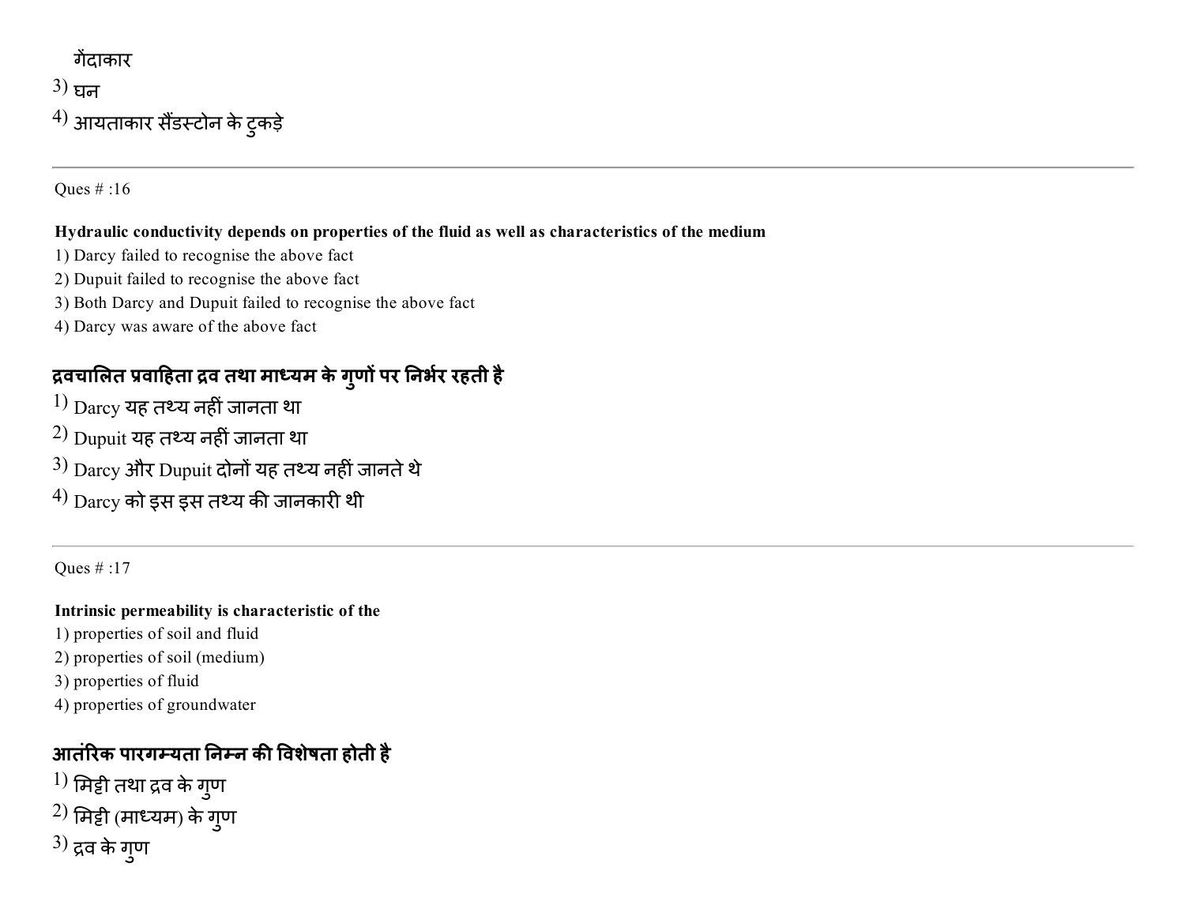गेंदाकार

3) घन

4) आयताकार सैंडस्टोन के टुकड़े

---

Ques # :16

**Hydraulic conductivity depends on properties of the fluid as well as characteristics of the medium**

1) Darcy failed to recognise the above fact
2) Dupuit failed to recognise the above fact
3) Both Darcy and Dupuit failed to recognise the above fact
4) Darcy was aware of the above fact

**द्रवचालित प्रवाहिता द्रव तथा माध्यम के गुणों पर निर्भर रहती है**

1) Darcy यह तथ्य नहीं जानता था
2) Dupuit यह तथ्य नहीं जानता था
3) Darcy और Dupuit दोनों यह तथ्य नहीं जानते थे
4) Darcy को इस इस तथ्य की जानकारी थी

---

Ques # :17

**Intrinsic permeability is characteristic of the**

1) properties of soil and fluid
2) properties of soil (medium)
3) properties of fluid
4) properties of groundwater

**आतंरिक पारगम्यता निम्न की विशेषता होती है**

1) मिट्टी तथा द्रव के गुण
2) मिट्टी (माध्यम) के गुण
3) द्रव के गुण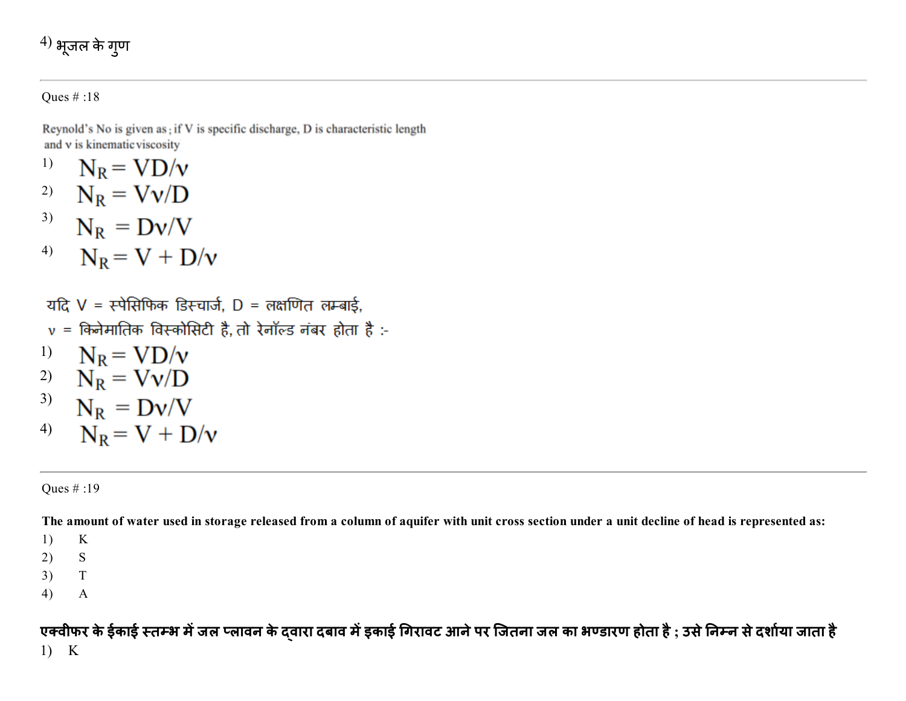4) भूजल के गुण

---

Ques # :18

Reynold's No is given as ; if V is specific discharge, D is characteristic length and ν is kinematic viscosity

1) $N_R = VD/\nu$

2) $N_R = V\nu/D$

3) $N_R = D\nu/V$

4) $N_R = V + D/\nu$

यदि V = स्पेसिफिक डिस्चार्ज, D = लक्षणित लम्बाई,
ν = किनेमातिक विस्कोसिटी है, तो रेनॉल्ड नंबर होता है :-

1) $N_R = VD/\nu$

2) $N_R = V\nu/D$

3) $N_R = D\nu/V$

4) $N_R = V + D/\nu$

---

Ques # :19

**The amount of water used in storage released from a column of aquifer with unit cross section under a unit decline of head is represented as:**

1) K
2) S
3) T
4) A

**एक्वीफर के ईकाई स्तम्भ में जल प्लावन के द्वारा दबाव में इकाई गिरावट आने पर जितना जल का भण्डारण होता है ; उसे निम्न से दर्शाया जाता है**

1) K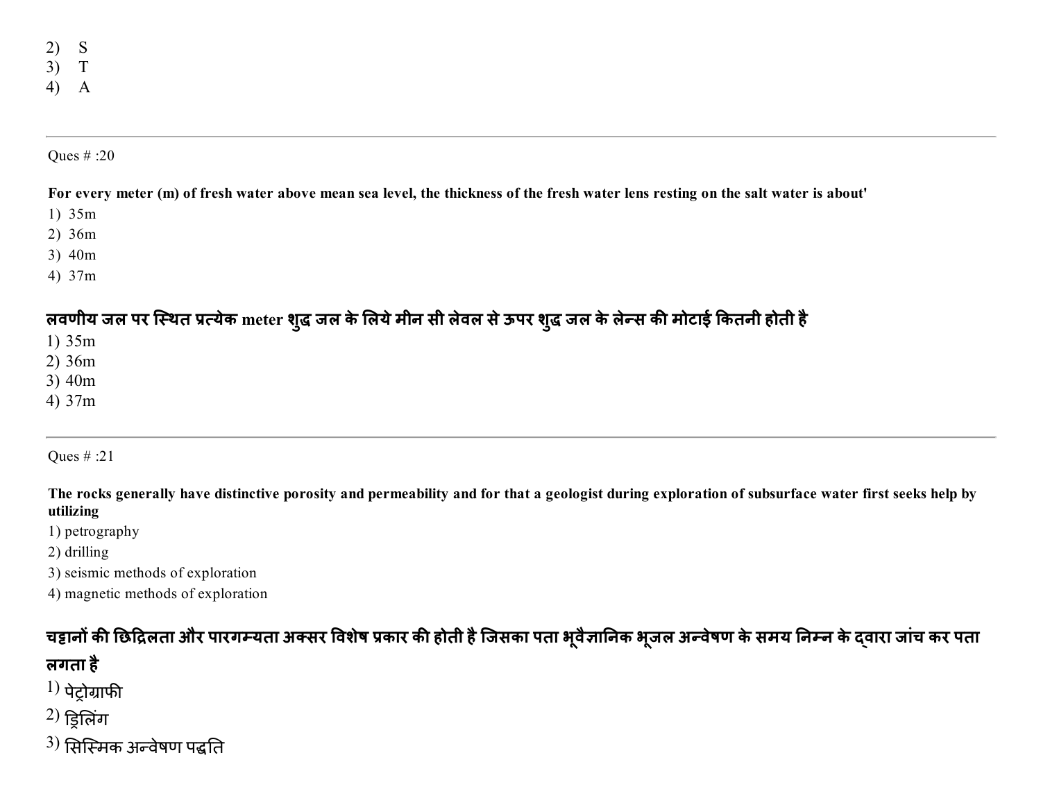2) S
3) T
4) A

---

Ques # :20

**For every meter (m) of fresh water above mean sea level, the thickness of the fresh water lens resting on the salt water is about'**

1) 35m
2) 36m
3) 40m
4) 37m

**लवणीय जल पर स्थित प्रत्येक meter शुद्ध जल के लिये मीन सी लेवल से ऊपर शुद्ध जल के लेन्स की मोटाई कितनी होती है**

1) 35m
2) 36m
3) 40m
4) 37m

---

Ques # :21

**The rocks generally have distinctive porosity and permeability and for that a geologist during exploration of subsurface water first seeks help by utilizing**

1) petrography
2) drilling
3) seismic methods of exploration
4) magnetic methods of exploration

**चट्टानों की छिद्रिलता और पारगम्यता अक्सर विशेष प्रकार की होती है जिसका पता भूवैज्ञानिक भूजल अन्वेषण के समय निम्न के द्वारा जांच कर पता लगता है**

1) पेट्रोग्राफी
2) ड्रिलिंग
3) सिस्मिक अन्वेषण पद्धति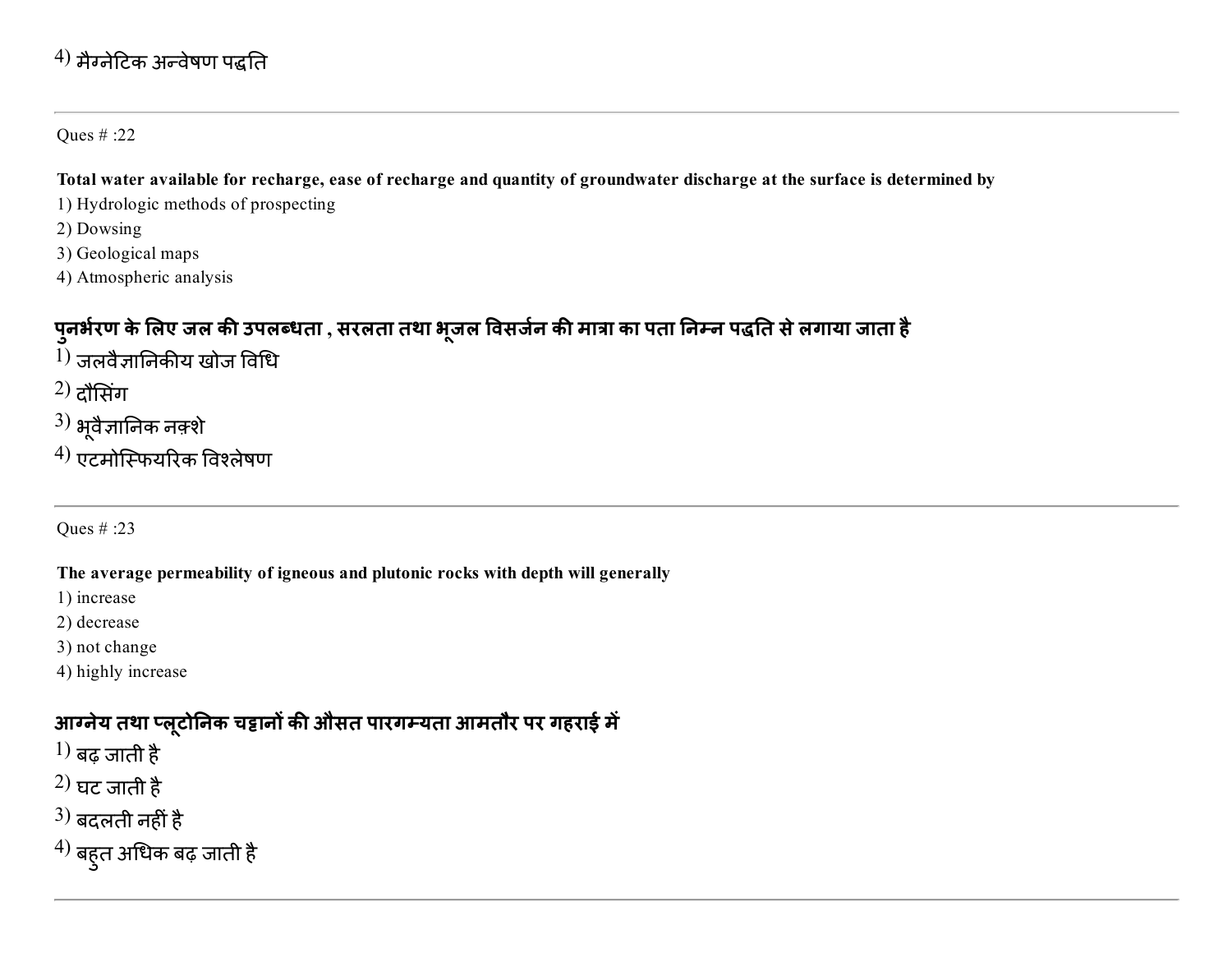4) मैग्नेटिक अन्वेषण पद्धति

---

Ques # :22

**Total water available for recharge, ease of recharge and quantity of groundwater discharge at the surface is determined by**

1) Hydrologic methods of prospecting
2) Dowsing
3) Geological maps
4) Atmospheric analysis

**पुनर्भरण के लिए जल की उपलब्धता , सरलता तथा भूजल विसर्जन की मात्रा का पता निम्न पद्धति से लगाया जाता है**

1) जलवैज्ञानिकीय खोज विधि
2) दौसिंग
3) भूवैज्ञानिक नक़्शे
4) एटमोस्फियरिक विश्लेषण

---

Ques # :23

**The average permeability of igneous and plutonic rocks with depth will generally**

1) increase
2) decrease
3) not change
4) highly increase

**आग्नेय तथा प्लूटोनिक चट्टानों की औसत पारगम्यता आमतौर पर गहराई में**

1) बढ़ जाती है
2) घट जाती है
3) बदलती नहीं है
4) बहुत अधिक बढ़ जाती है

---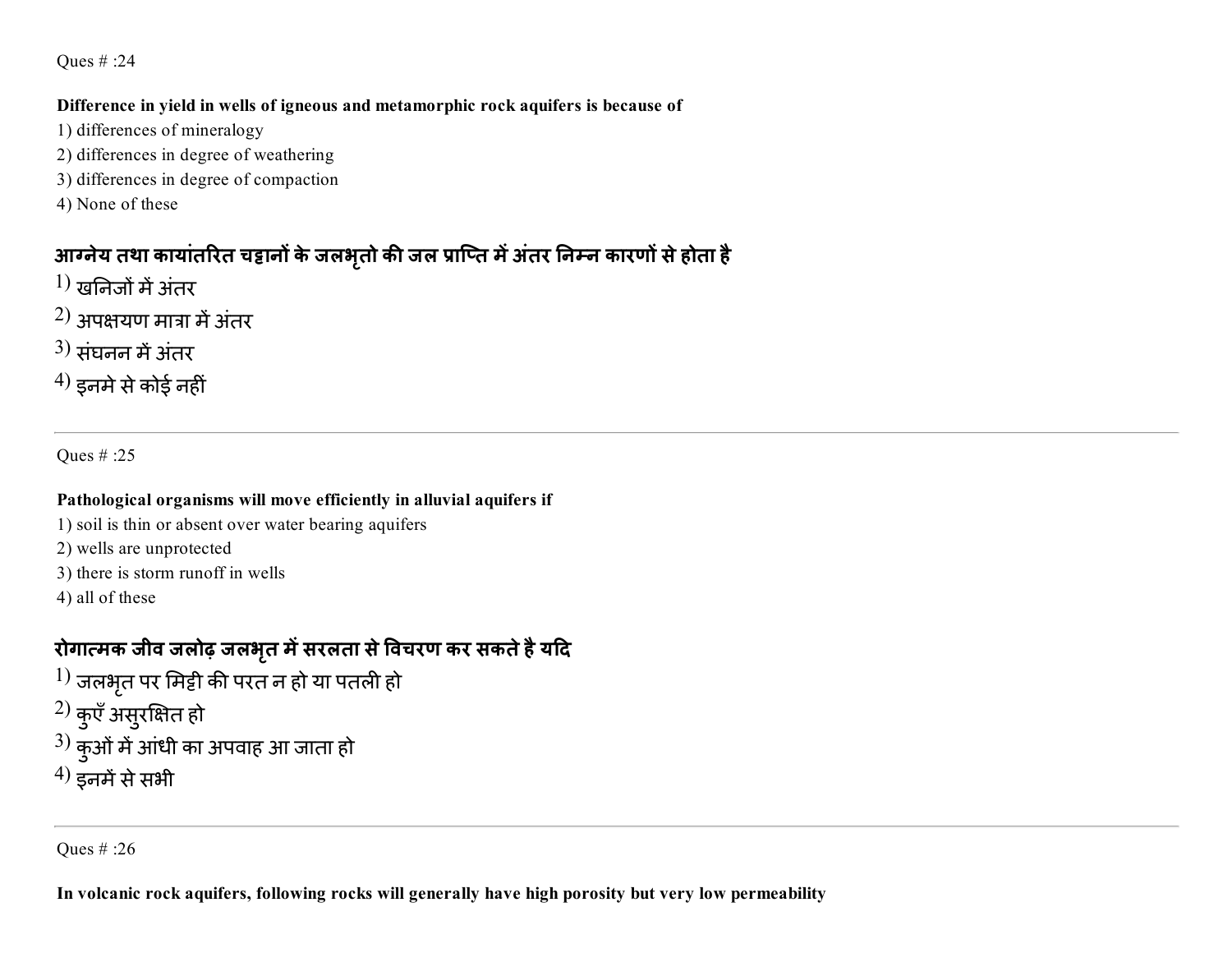Ques # :24

**Difference in yield in wells of igneous and metamorphic rock aquifers is because of**

1) differences of mineralogy
2) differences in degree of weathering
3) differences in degree of compaction
4) None of these

**आग्नेय तथा कायांतरित चट्टानों के जलभृतो की जल प्राप्ति में अंतर निम्न कारणों से होता है**

1) खनिजों में अंतर
2) अपक्षयण मात्रा में अंतर
3) संघनन में अंतर
4) इनमे से कोई नहीं

---

Ques # :25

**Pathological organisms will move efficiently in alluvial aquifers if**

1) soil is thin or absent over water bearing aquifers
2) wells are unprotected
3) there is storm runoff in wells
4) all of these

**रोगात्मक जीव जलोढ़ जलभृत में सरलता से विचरण कर सकते है यदि**

1) जलभृत पर मिट्टी की परत न हो या पतली हो
2) कुएँ असुरक्षित हो
3) कुओं में आंधी का अपवाह आ जाता हो
4) इनमें से सभी

---

Ques # :26

**In volcanic rock aquifers, following rocks will generally have high porosity but very low permeability**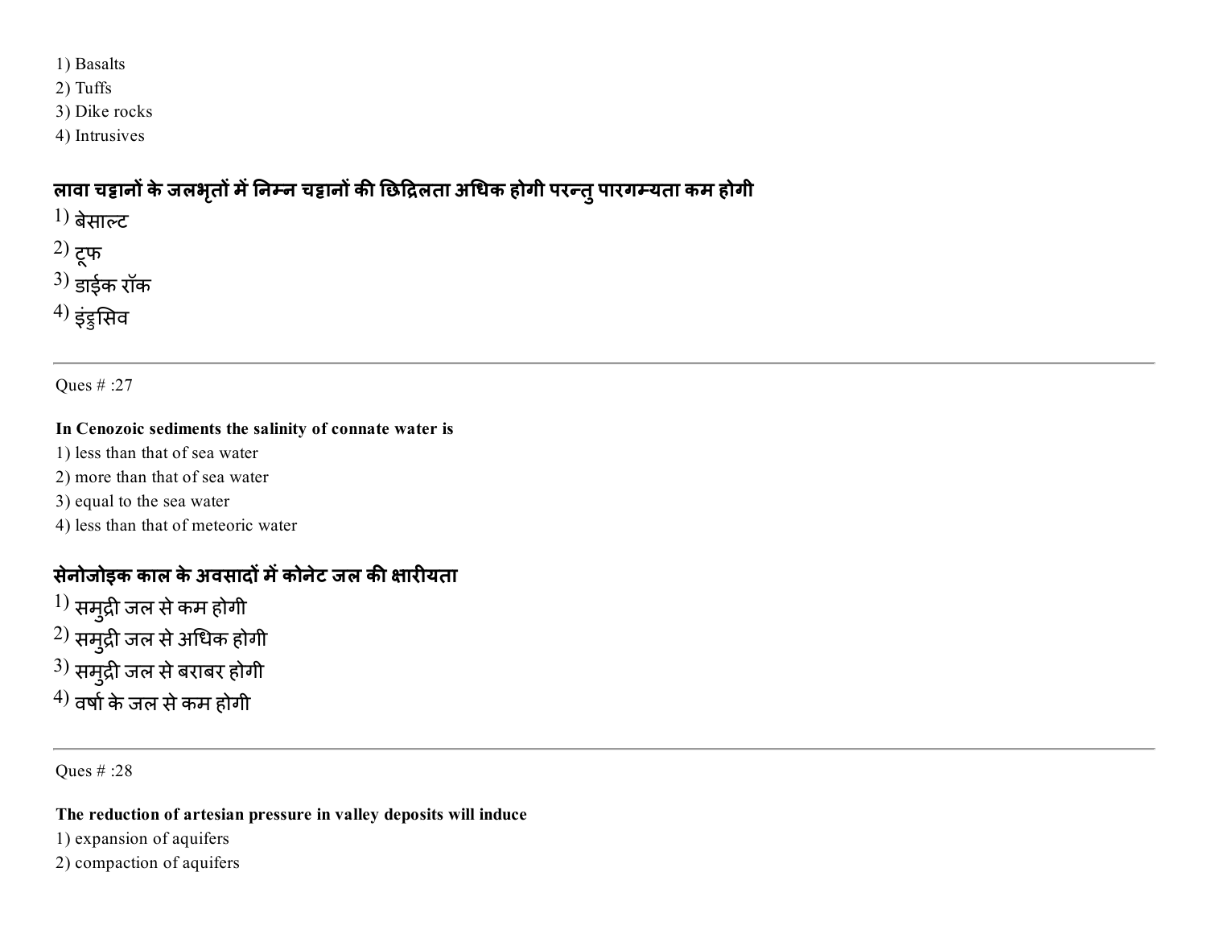1) Basalts
2) Tuffs
3) Dike rocks
4) Intrusives

**लावा चट्टानों के जलभृतों में निम्न चट्टानों की छिद्रिलता अधिक होगी परन्तु पारगम्यता कम होगी**

1) बेसाल्ट
2) टूफ
3) डाईक रॉक
4) इंट्रुसिव

---

Ques # :27

**In Cenozoic sediments the salinity of connate water is**

1) less than that of sea water
2) more than that of sea water
3) equal to the sea water
4) less than that of meteoric water

**सेनोजोइक काल के अवसादों में कोनेट जल की क्षारीयता**

1) समुद्री जल से कम होगी
2) समुद्री जल से अधिक होगी
3) समुद्री जल से बराबर होगी
4) वर्षा के जल से कम होगी

---

Ques # :28

**The reduction of artesian pressure in valley deposits will induce**

1) expansion of aquifers
2) compaction of aquifers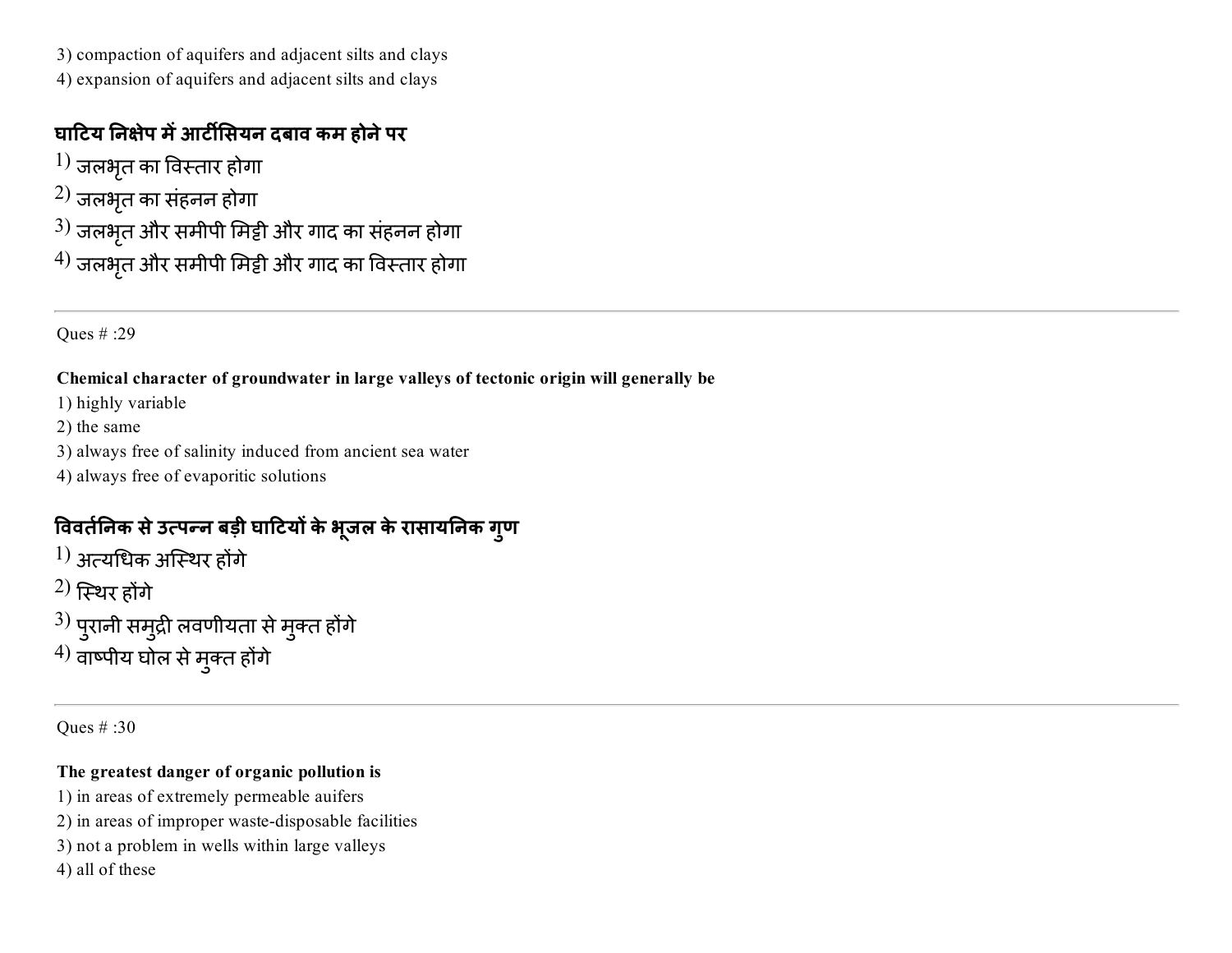3) compaction of aquifers and adjacent silts and clays
4) expansion of aquifers and adjacent silts and clays

**घाटिय निक्षेप में आर्टीसियन दबाव कम होने पर**

1) जलभृत का विस्तार होगा
2) जलभृत का संहनन होगा
3) जलभृत और समीपी मिट्टी और गाद का संहनन होगा
4) जलभृत और समीपी मिट्टी और गाद का विस्तार होगा

---

Ques # :29

**Chemical character of groundwater in large valleys of tectonic origin will generally be**

1) highly variable
2) the same
3) always free of salinity induced from ancient sea water
4) always free of evaporitic solutions

**विवर्तनिक से उत्पन्न बड़ी घाटियों के भूजल के रासायनिक गुण**

1) अत्यधिक अस्थिर होंगे
2) स्थिर होंगे
3) पुरानी समुद्री लवणीयता से मुक्त होंगे
4) वाष्पीय घोल से मुक्त होंगे

---

Ques # :30

**The greatest danger of organic pollution is**

1) in areas of extremely permeable auifers
2) in areas of improper waste-disposable facilities
3) not a problem in wells within large valleys
4) all of these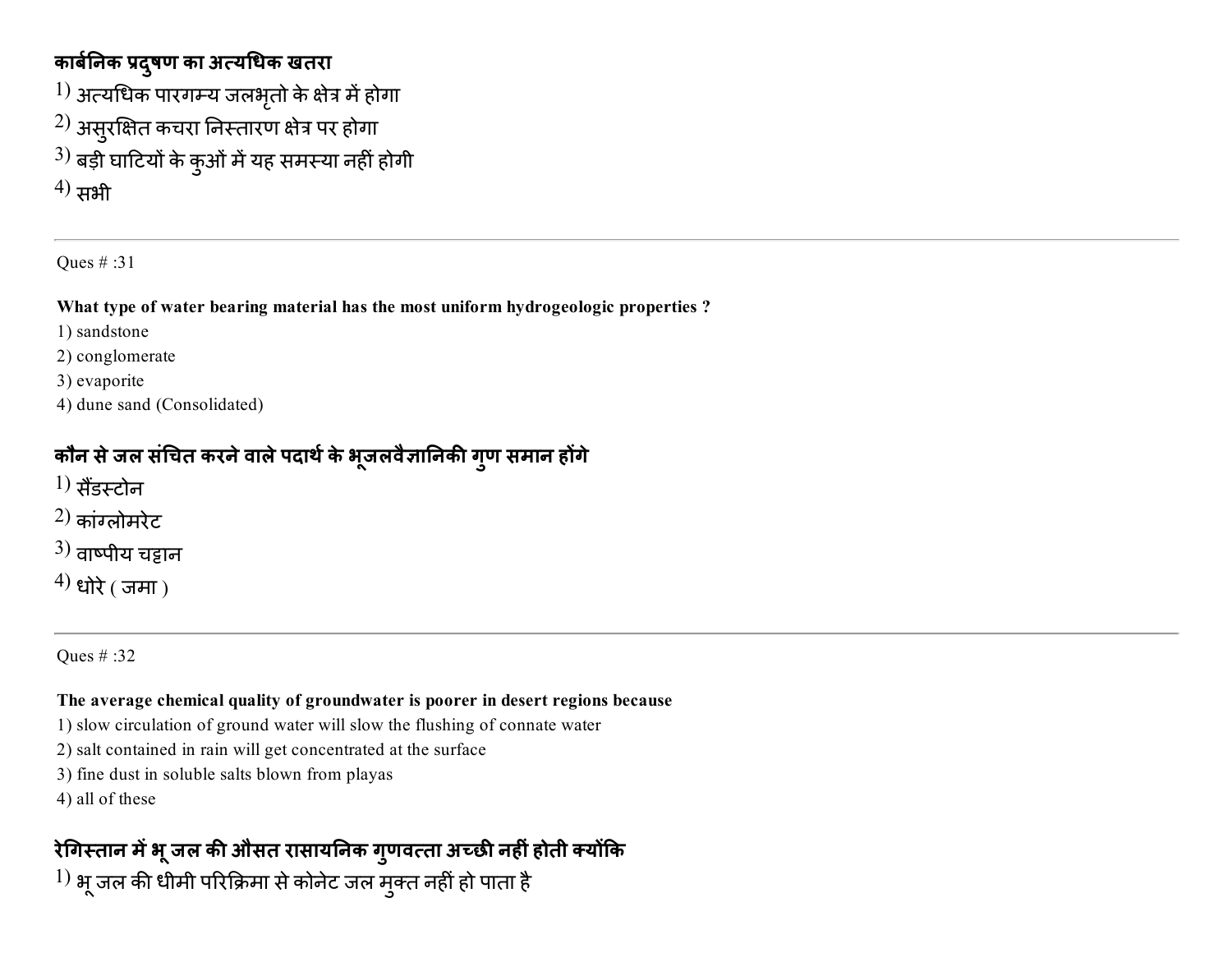**कार्बनिक प्रदुषण का अत्यधिक खतरा**

1) अत्यधिक पारगम्य जलभृतो के क्षेत्र में होगा
2) असुरक्षित कचरा निस्तारण क्षेत्र पर होगा
3) बड़ी घाटियों के कुओं में यह समस्या नहीं होगी
4) सभी

---

Ques # :31

**What type of water bearing material has the most uniform hydrogeologic properties ?**

1) sandstone
2) conglomerate
3) evaporite
4) dune sand (Consolidated)

**कौन से जल संचित करने वाले पदार्थ के भूजलवैज्ञानिकी गुण समान होंगे**

1) सैंडस्टोन
2) कांग्लोमरेट
3) वाष्पीय चट्टान
4) धोरे ( जमा )

---

Ques # :32

**The average chemical quality of groundwater is poorer in desert regions because**

1) slow circulation of ground water will slow the flushing of connate water
2) salt contained in rain will get concentrated at the surface
3) fine dust in soluble salts blown from playas
4) all of these

**रेगिस्तान में भू जल की औसत रासायनिक गुणवत्ता अच्छी नहीं होती क्योंकि**

1) भू जल की धीमी परिक्रिमा से कोनेट जल मुक्त नहीं हो पाता है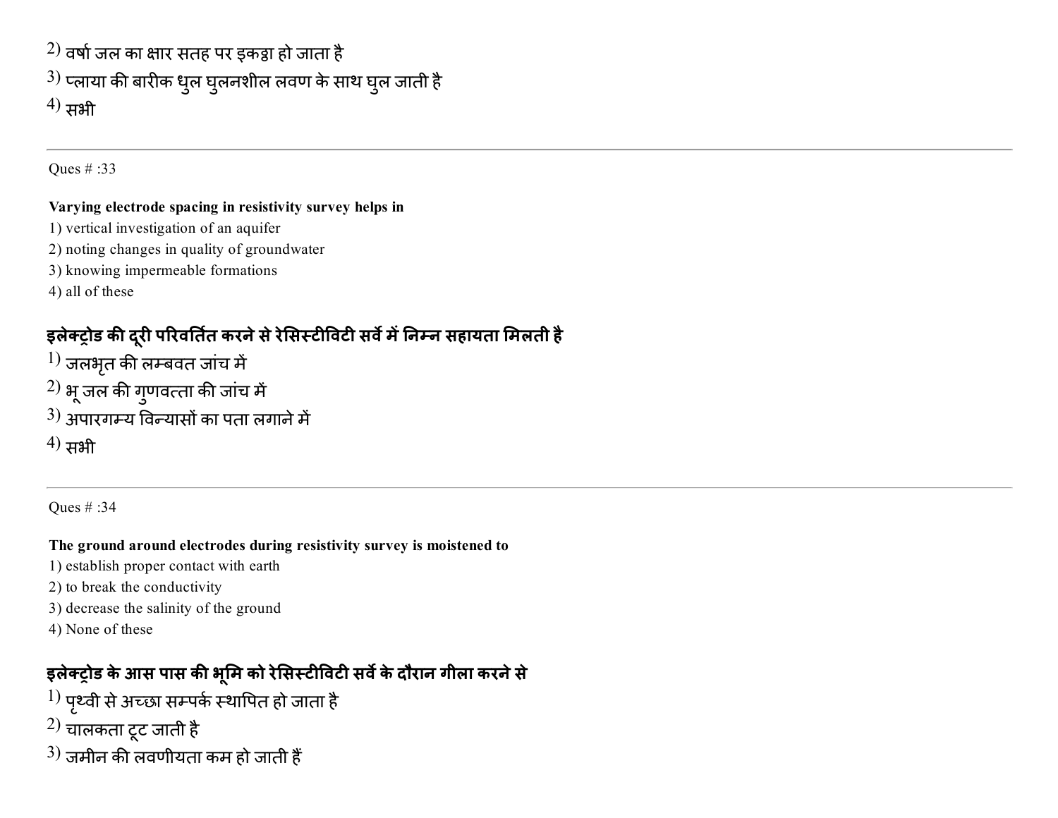2) वर्षा जल का क्षार सतह पर इकट्ठा हो जाता है
3) प्लाया की बारीक धुल घुलनशील लवण के साथ घुल जाती है
4) सभी

---

Ques # :33

**Varying electrode spacing in resistivity survey helps in**
1) vertical investigation of an aquifer
2) noting changes in quality of groundwater
3) knowing impermeable formations
4) all of these

**इलेक्ट्रोड की दूरी परिवर्तित करने से रेसिस्टीविटी सर्वे में निम्न सहायता मिलती है**
1) जलभृत की लम्बवत जांच में
2) भू जल की गुणवत्ता की जांच में
3) अपारगम्य विन्यासों का पता लगाने में
4) सभी

---

Ques # :34

**The ground around electrodes during resistivity survey is moistened to**
1) establish proper contact with earth
2) to break the conductivity
3) decrease the salinity of the ground
4) None of these

**इलेक्ट्रोड के आस पास की भूमि को रेसिस्टीविटी सर्वे के दौरान गीला करने से**
1) पृथ्वी से अच्छा सम्पर्क स्थापित हो जाता है
2) चालकता टूट जाती है
3) जमीन की लवणीयता कम हो जाती हैं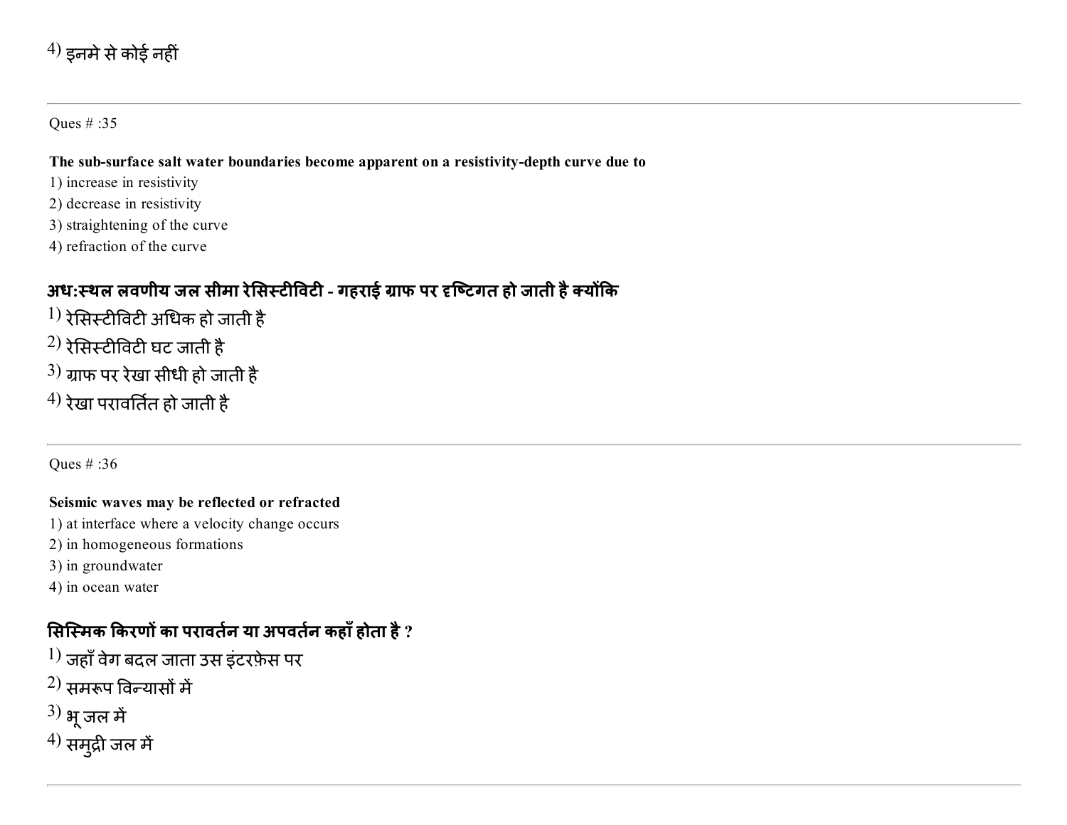4) इनमे से कोई नहीं

---

Ques # :35

**The sub-surface salt water boundaries become apparent on a resistivity-depth curve due to**

1) increase in resistivity
2) decrease in resistivity
3) straightening of the curve
4) refraction of the curve

**अध:स्थल लवणीय जल सीमा रेसिस्टीविटी - गहराई ग्राफ पर दृष्टिगत हो जाती है क्योंकि**

1) रेसिस्टीविटी अधिक हो जाती है
2) रेसिस्टीविटी घट जाती है
3) ग्राफ पर रेखा सीधी हो जाती है
4) रेखा परावर्तित हो जाती है

---

Ques # :36

**Seismic waves may be reflected or refracted**

1) at interface where a velocity change occurs
2) in homogeneous formations
3) in groundwater
4) in ocean water

**सिस्मिक किरणों का परावर्तन या अपवर्तन कहाँ होता है ?**

1) जहाँ वेग बदल जाता उस इंटरफ़ेस पर
2) समरूप विन्यासों में
3) भू जल में
4) समुद्री जल में

---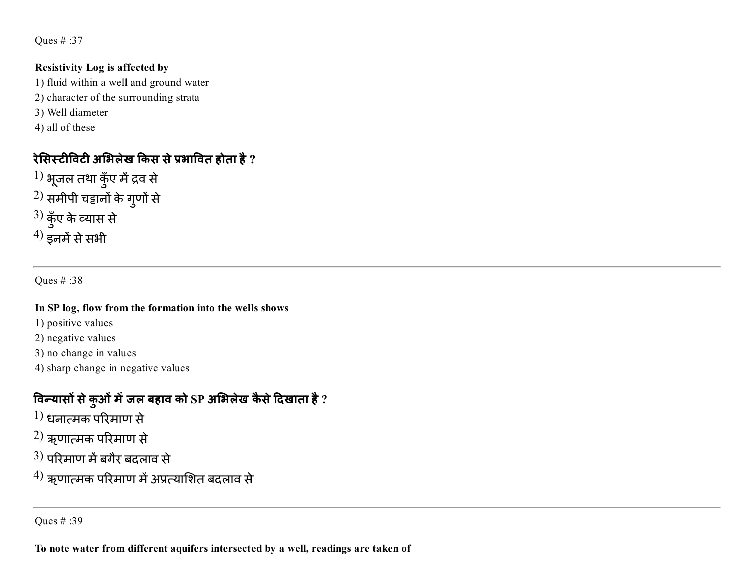Ques # :37

**Resistivity Log is affected by**

1) fluid within a well and ground water
2) character of the surrounding strata
3) Well diameter
4) all of these

**रेसिस्टीविटी अभिलेख किस से प्रभावित होता है ?**

1) भूजल तथा कुँए में द्रव से
2) समीपी चट्टानों के गुणों से
3) कुँए के व्यास से
4) इनमें से सभी

---

Ques # :38

**In SP log, flow from the formation into the wells shows**

1) positive values
2) negative values
3) no change in values
4) sharp change in negative values

**विन्यासों से कुओं में जल बहाव को SP अभिलेख कैसे दिखाता है ?**

1) धनात्मक परिमाण से
2) ऋणात्मक परिमाण से
3) परिमाण में बगैर बदलाव से
4) ऋणात्मक परिमाण में अप्रत्याशित बदलाव से

---

Ques # :39

**To note water from different aquifers intersected by a well, readings are taken of**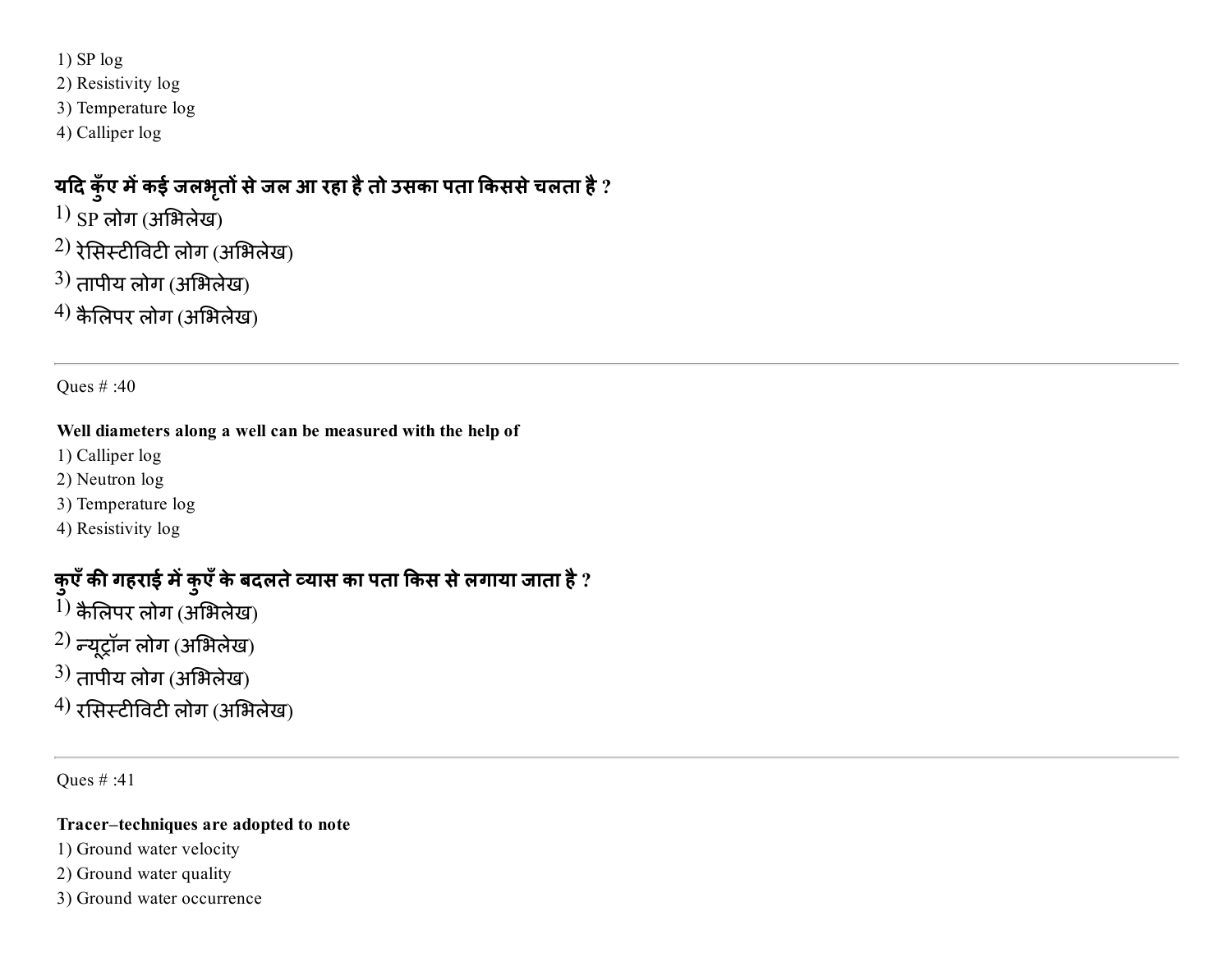1) SP log
2) Resistivity log
3) Temperature log
4) Calliper log

**यदि कुँए में कई जलभृतों से जल आ रहा है तो उसका पता किससे चलता है ?**

1) SP लोग (अभिलेख)
2) रेसिस्टीविटी लोग (अभिलेख)
3) तापीय लोग (अभिलेख)
4) कैलिपर लोग (अभिलेख)

---

Ques # :40

**Well diameters along a well can be measured with the help of**

1) Calliper log
2) Neutron log
3) Temperature log
4) Resistivity log

**कुएँ की गहराई में कुएँ के बदलते व्यास का पता किस से लगाया जाता है ?**

1) कैलिपर लोग (अभिलेख)
2) न्यूट्रॉन लोग (अभिलेख)
3) तापीय लोग (अभिलेख)
4) रसिस्टीविटी लोग (अभिलेख)

---

Ques # :41

**Tracer–techniques are adopted to note**

1) Ground water velocity
2) Ground water quality
3) Ground water occurrence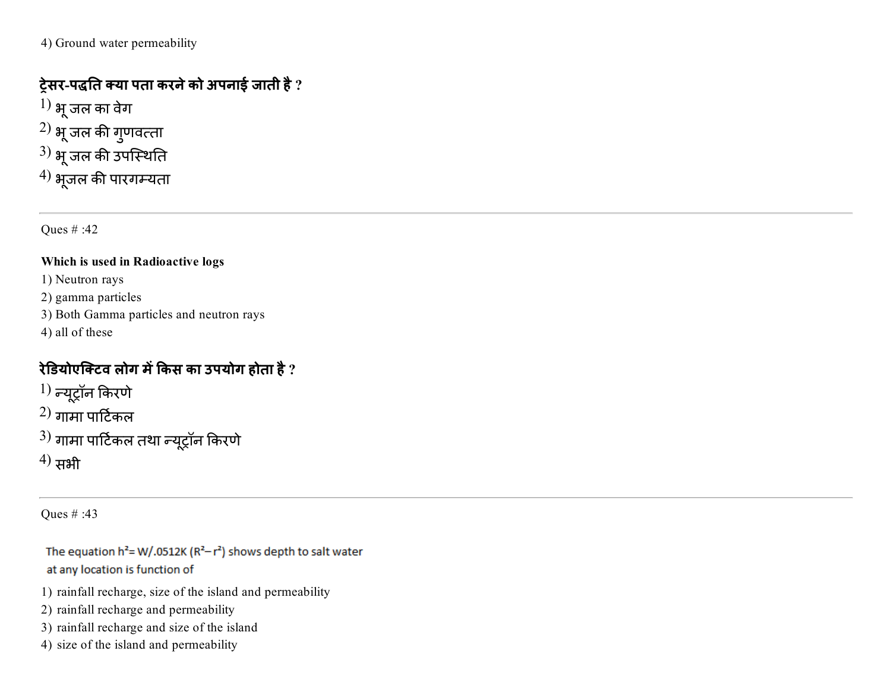4) Ground water permeability

**ट्रेसर-पद्धति क्या पता करने को अपनाई जाती है ?**

1) भू जल का वेग
2) भू जल की गुणवत्ता
3) भू जल की उपस्थिति
4) भूजल की पारगम्यता

---

Ques # :42

**Which is used in Radioactive logs**

1) Neutron rays
2) gamma particles
3) Both Gamma particles and neutron rays
4) all of these

**रेडियोएक्टिव लोग में किस का उपयोग होता है ?**

1) न्यूट्रॉन किरणे
2) गामा पार्टिकल
3) गामा पार्टिकल तथा न्यूट्रॉन किरणे
4) सभी

---

Ques # :43

The equation $h^2 = W/.0512K\ (R^2 - r^2)$ shows depth to salt water at any location is function of

1) rainfall recharge, size of the island and permeability
2) rainfall recharge and permeability
3) rainfall recharge and size of the island
4) size of the island and permeability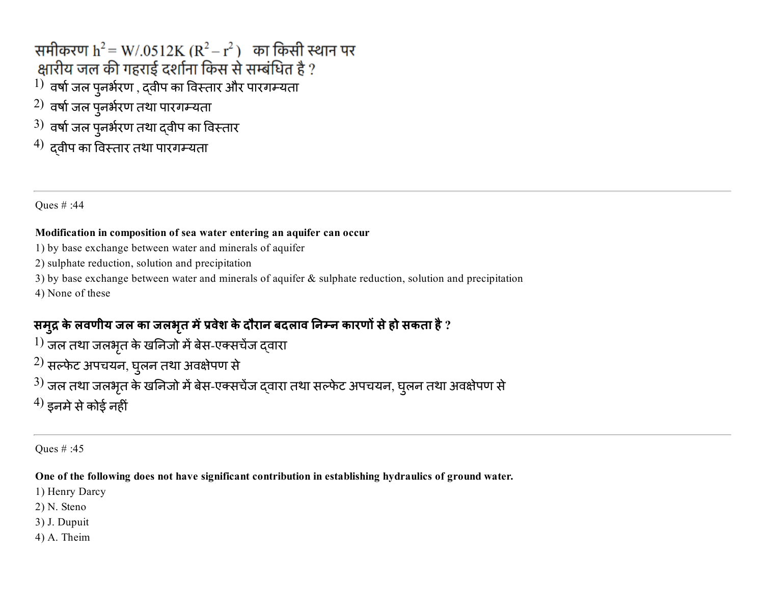समीकरण $h^2 = W/.0512K (R^2 - r^2)$ का किसी स्थान पर क्षारीय जल की गहराई दर्शाना किस से सम्बंधित है ?

1) वर्षा जल पुनर्भरण , द्वीप का विस्तार और पारगम्यता
2) वर्षा जल पुनर्भरण तथा पारगम्यता
3) वर्षा जल पुनर्भरण तथा द्वीप का विस्तार
4) द्वीप का विस्तार तथा पारगम्यता

---

Ques # :44

**Modification in composition of sea water entering an aquifer can occur**

1) by base exchange between water and minerals of aquifer
2) sulphate reduction, solution and precipitation
3) by base exchange between water and minerals of aquifer & sulphate reduction, solution and precipitation
4) None of these

**समुद्र के लवणीय जल का जलभृत में प्रवेश के दौरान बदलाव निम्न कारणों से हो सकता है ?**

1) जल तथा जलभृत के खनिजो में बेस-एक्सचेंज द्वारा
2) सल्फेट अपचयन, घुलन तथा अवक्षेपण से
3) जल तथा जलभृत के खनिजो में बेस-एक्सचेंज द्वारा तथा सल्फेट अपचयन, घुलन तथा अवक्षेपण से
4) इनमे से कोई नहीं

---

Ques # :45

**One of the following does not have significant contribution in establishing hydraulics of ground water.**

1) Henry Darcy
2) N. Steno
3) J. Dupuit
4) A. Theim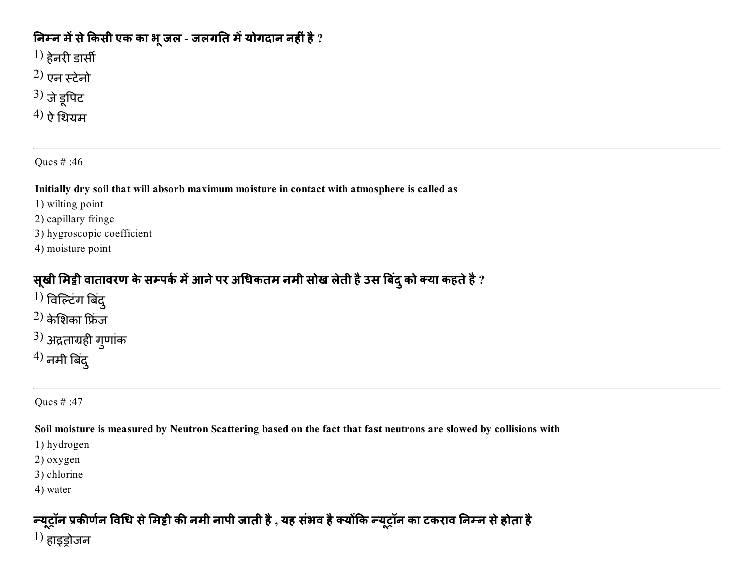**निम्न में से किसी एक का भू जल - जलगति में योगदान नहीं है ?**

1) हेनरी डार्सी
2) एन स्टेनो
3) जे डूपिट
4) ऐ थियम

Ques # :46

**Initially dry soil that will absorb maximum moisture in contact with atmosphere is called as**

1) wilting point
2) capillary fringe
3) hygroscopic coefficient
4) moisture point

**सूखी मिट्टी वातावरण के सम्पर्क में आने पर अधिकतम नमी सोख लेती है उस बिंदु को क्या कहते है ?**

1) विल्टिंग बिंदु
2) केशिका फ्रिंज
3) अद्रताग्रही गुणांक
4) नमी बिंदु

Ques # :47

**Soil moisture is measured by Neutron Scattering based on the fact that fast neutrons are slowed by collisions with**

1) hydrogen
2) oxygen
3) chlorine
4) water

**न्यूट्रॉन प्रकीर्णन विधि से मिट्टी की नमी नापी जाती है , यह संभव है क्योंकि न्यूट्रॉन का टकराव निम्न से होता है**

1) हाइड्रोजन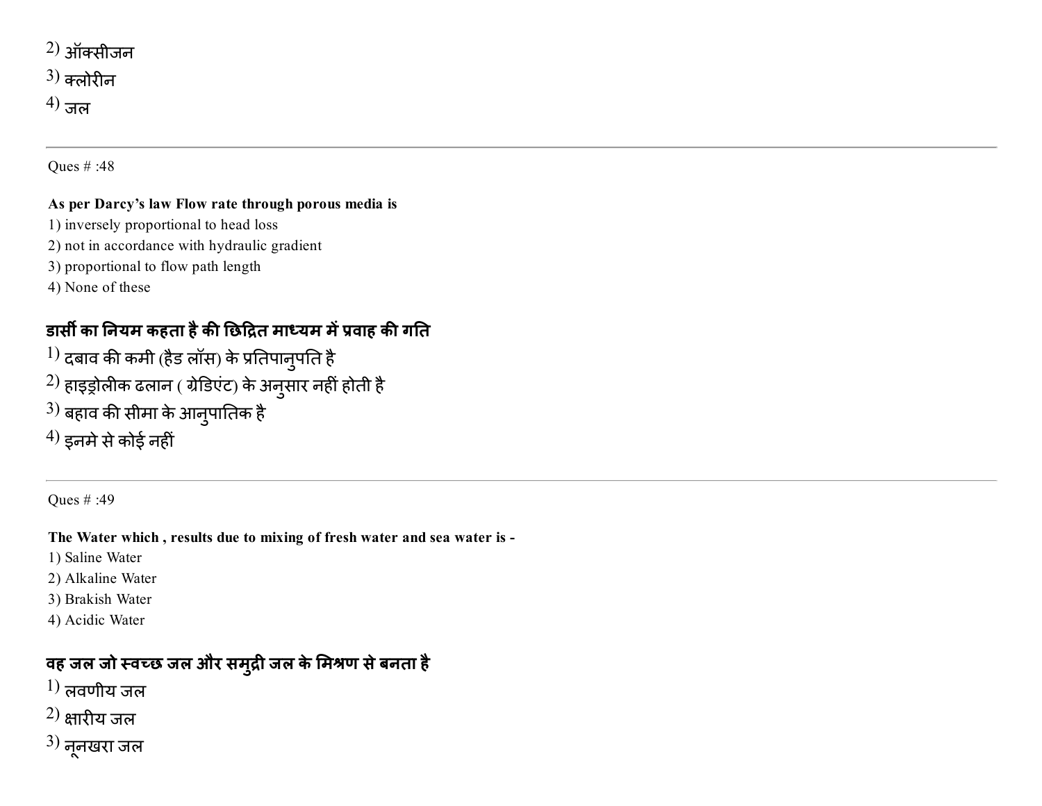2) ऑक्सीजन
3) क्लोरीन
4) जल

---

Ques # :48

**As per Darcy's law Flow rate through porous media is**

1) inversely proportional to head loss
2) not in accordance with hydraulic gradient
3) proportional to flow path length
4) None of these

**डार्सी का नियम कहता है की छिद्रित माध्यम में प्रवाह की गति**

1) दबाव की कमी (हैड लॉस) के प्रतिपानुपति है
2) हाइड्रोलीक ढलान ( ग्रेडिएंट) के अनुसार नहीं होती है
3) बहाव की सीमा के आनुपातिक है
4) इनमे से कोई नहीं

---

Ques # :49

**The Water which , results due to mixing of fresh water and sea water is -**

1) Saline Water
2) Alkaline Water
3) Brakish Water
4) Acidic Water

**वह जल जो स्वच्छ जल और समुद्री जल के मिश्रण से बनता है**

1) लवणीय जल
2) क्षारीय जल
3) नूनखरा जल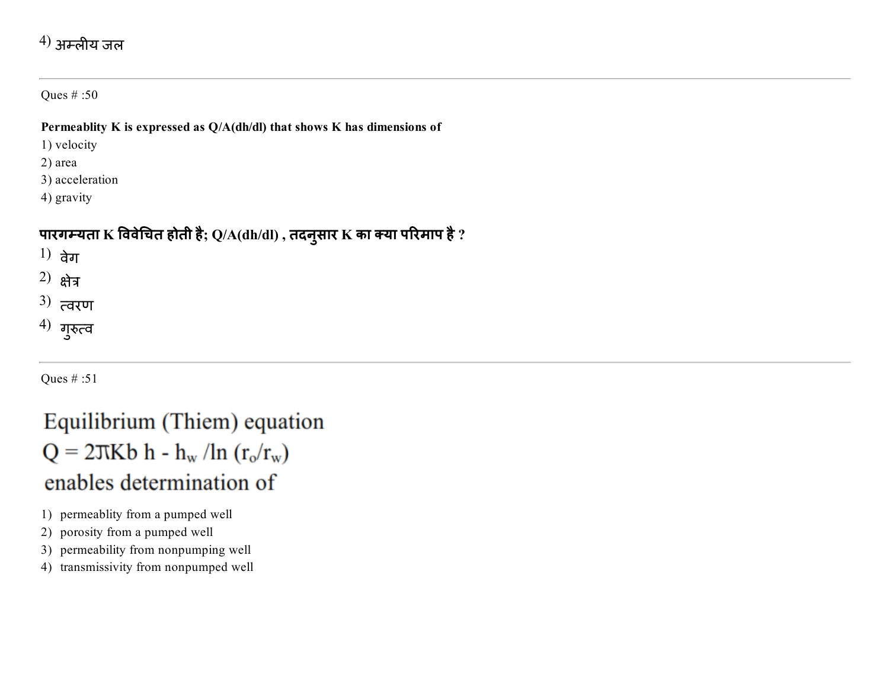4) अम्लीय जल

---

Ques # :50

**Permeablity K is expressed as Q/A(dh/dl) that shows K has dimensions of**

1) velocity
2) area
3) acceleration
4) gravity

**पारगम्यता K विवेचित होती है; Q/A(dh/dl) , तदनुसार K का क्या परिमाप है ?**

1) वेग
2) क्षेत्र
3) त्वरण
4) गुरुत्व

---

Ques # :51

Equilibrium (Thiem) equation
$Q = 2\pi Kb\ h - h_w / \ln (r_o/r_w)$
enables determination of

1) permeablity from a pumped well
2) porosity from a pumped well
3) permeability from nonpumping well
4) transmissivity from nonpumped well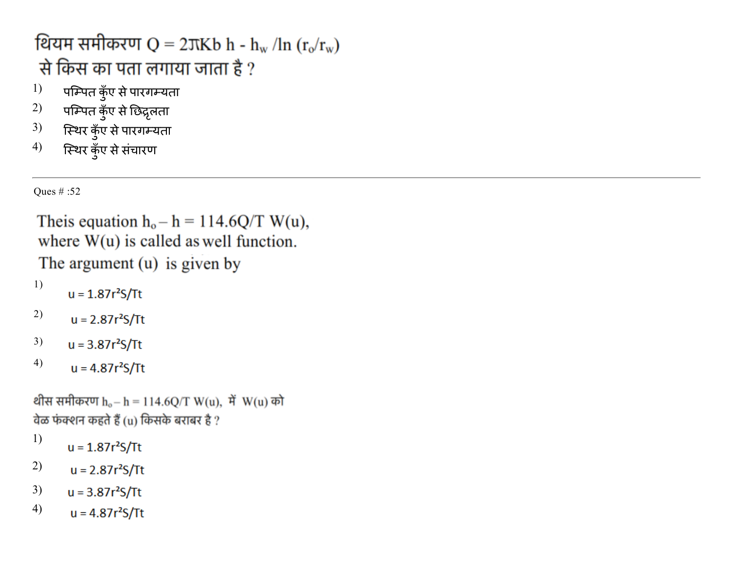थियम समीकरण $Q = 2\pi Kb\ h - h_w / \ln (r_o/r_w)$ से किस का पता लगाया जाता है ?

1) पम्पित कुँए से पारगम्यता
2) पम्पित कुँए से छिद्रलता
3) स्थिर कुँए से पारगम्यता
4) स्थिर कुँए से संचारण

---

Ques # :52

Theis equation $h_o - h = 114.6Q/T\ W(u)$, where $W(u)$ is called as well function. The argument (u) is given by

1) $u = 1.87r^2S/Tt$
2) $u = 2.87r^2S/Tt$
3) $u = 3.87r^2S/Tt$
4) $u = 4.87r^2S/Tt$

थीस समीकरण $h_o - h = 114.6Q/T\ W(u)$, में $W(u)$ को वेळ फंक्शन कहते हैं (u) किसके बराबर है ?

1) $u = 1.87r^2S/Tt$
2) $u = 2.87r^2S/Tt$
3) $u = 3.87r^2S/Tt$
4) $u = 4.87r^2S/Tt$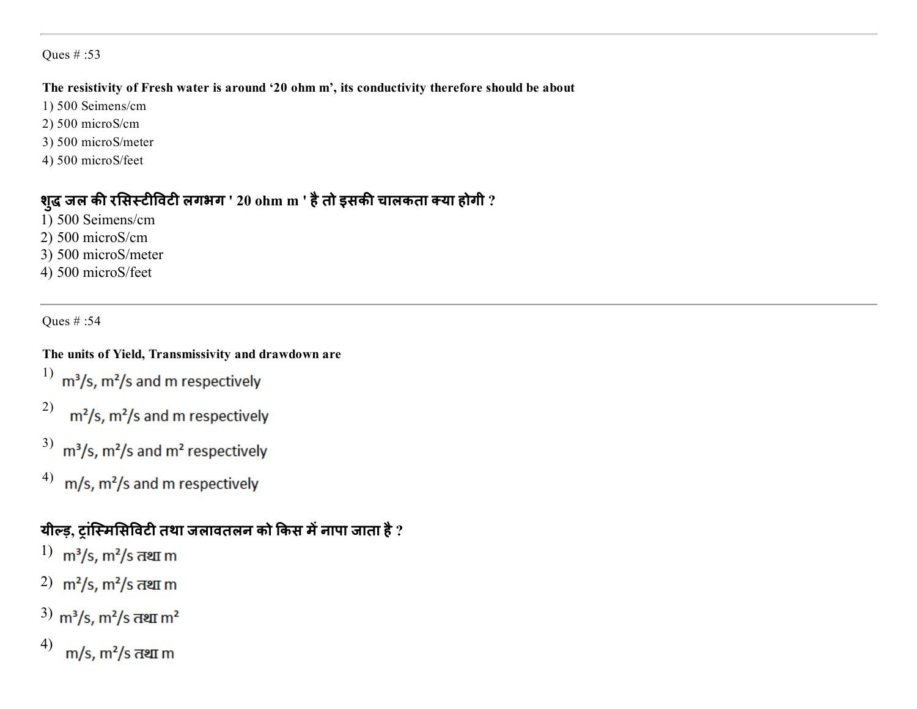Ques # :53

**The resistivity of Fresh water is around '20 ohm m', its conductivity therefore should be about**

1) 500 Seimens/cm
2) 500 microS/cm
3) 500 microS/meter
4) 500 microS/feet

**शुद्ध जल की रसिस्टीविटी लगभग ' 20 ohm m ' है तो इसकी चालकता क्या होगी ?**

1) 500 Seimens/cm
2) 500 microS/cm
3) 500 microS/meter
4) 500 microS/feet

---

Ques # :54

**The units of Yield, Transmissivity and drawdown are**

1) $m^3/s$, $m^2/s$ and m respectively
2) $m^2/s$, $m^2/s$ and m respectively
3) $m^3/s$, $m^2/s$ and $m^2$ respectively
4) $m/s$, $m^2/s$ and m respectively

**यील्ड़, ट्रांस्मिसिविटी तथा जलावतलन को किस में नापा जाता है ?**

1) $m^3/s$, $m^2/s$ तथा m
2) $m^2/s$, $m^2/s$ तथा m
3) $m^3/s$, $m^2/s$ तथा $m^2$
4) $m/s$, $m^2/s$ तथा m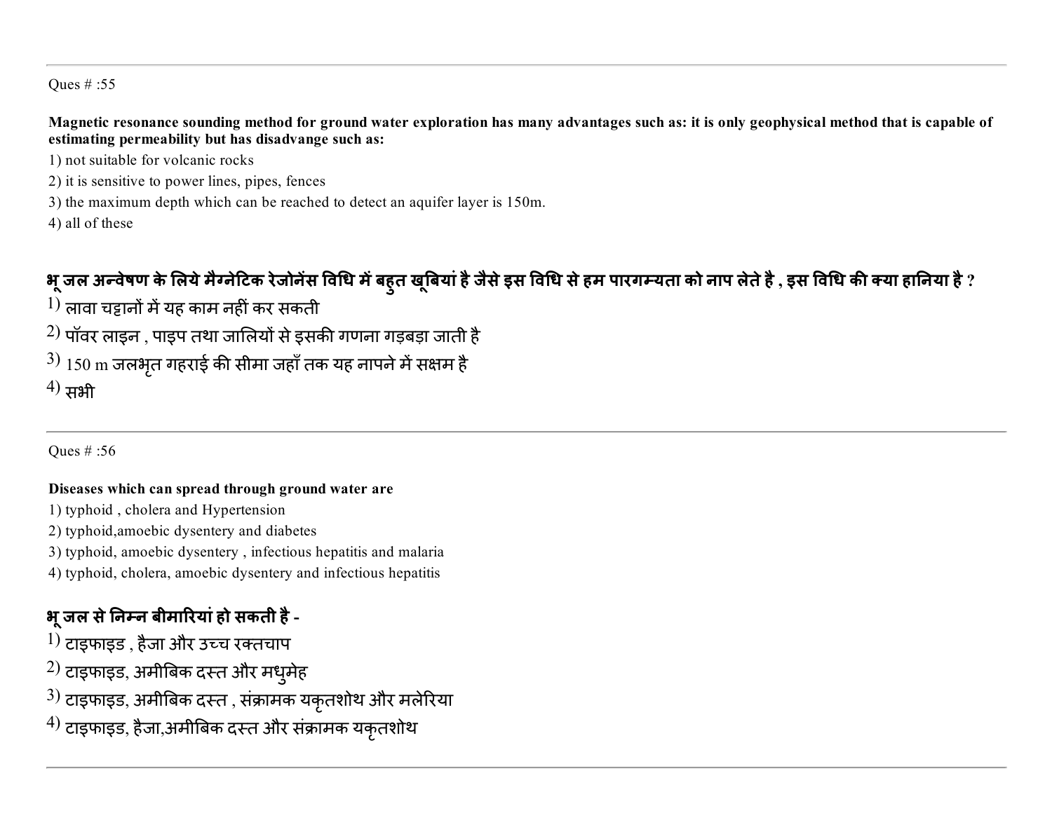Ques # :55

**Magnetic resonance sounding method for ground water exploration has many advantages such as: it is only geophysical method that is capable of estimating permeability but has disadvange such as:**

1) not suitable for volcanic rocks
2) it is sensitive to power lines, pipes, fences
3) the maximum depth which can be reached to detect an aquifer layer is 150m.
4) all of these

**भू जल अन्वेषण के लिये मैग्नेटिक रेजोनेंस विधि में बहुत खूबियां है जैसे इस विधि से हम पारगम्यता को नाप लेते है , इस विधि की क्या हानिया है ?**

1) लावा चट्टानों में यह काम नहीं कर सकती
2) पॉवर लाइन , पाइप तथा जालियों से इसकी गणना गड़बड़ा जाती है
3) 150 m जलभृत गहराई की सीमा जहाँ तक यह नापने में सक्षम है
4) सभी

---

Ques # :56

**Diseases which can spread through ground water are**

1) typhoid , cholera and Hypertension
2) typhoid,amoebic dysentery and diabetes
3) typhoid, amoebic dysentery , infectious hepatitis and malaria
4) typhoid, cholera, amoebic dysentery and infectious hepatitis

**भू जल से निम्न बीमारियां हो सकती है -**

1) टाइफाइड , हैजा और उच्च रक्तचाप
2) टाइफाइड, अमीबिक दस्त और मधुमेह
3) टाइफाइड, अमीबिक दस्त , संक्रामक यकृतशोथ और मलेरिया
4) टाइफाइड, हैजा,अमीबिक दस्त और संक्रामक यकृतशोथ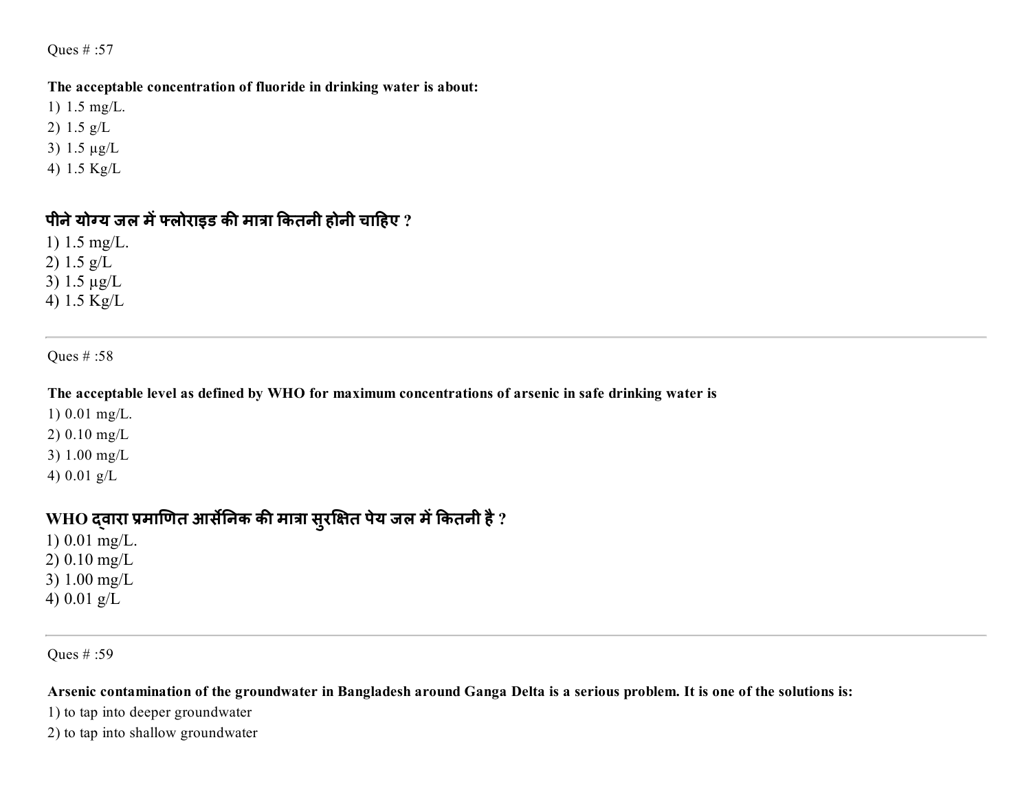Ques # :57

**The acceptable concentration of fluoride in drinking water is about:**

1) 1.5 mg/L.
2) 1.5 g/L
3) 1.5 µg/L
4) 1.5 Kg/L

**पीने योग्य जल में फ्लोराइड की मात्रा कितनी होनी चाहिए ?**

1) 1.5 mg/L.
2) 1.5 g/L
3) 1.5 µg/L
4) 1.5 Kg/L

---

Ques # :58

**The acceptable level as defined by WHO for maximum concentrations of arsenic in safe drinking water is**

1) 0.01 mg/L.
2) 0.10 mg/L
3) 1.00 mg/L
4) 0.01 g/L

**WHO द्वारा प्रमाणित आर्सेनिक की मात्रा सुरक्षित पेय जल में कितनी है ?**

1) 0.01 mg/L.
2) 0.10 mg/L
3) 1.00 mg/L
4) 0.01 g/L

---

Ques # :59

**Arsenic contamination of the groundwater in Bangladesh around Ganga Delta is a serious problem. It is one of the solutions is:**

1) to tap into deeper groundwater
2) to tap into shallow groundwater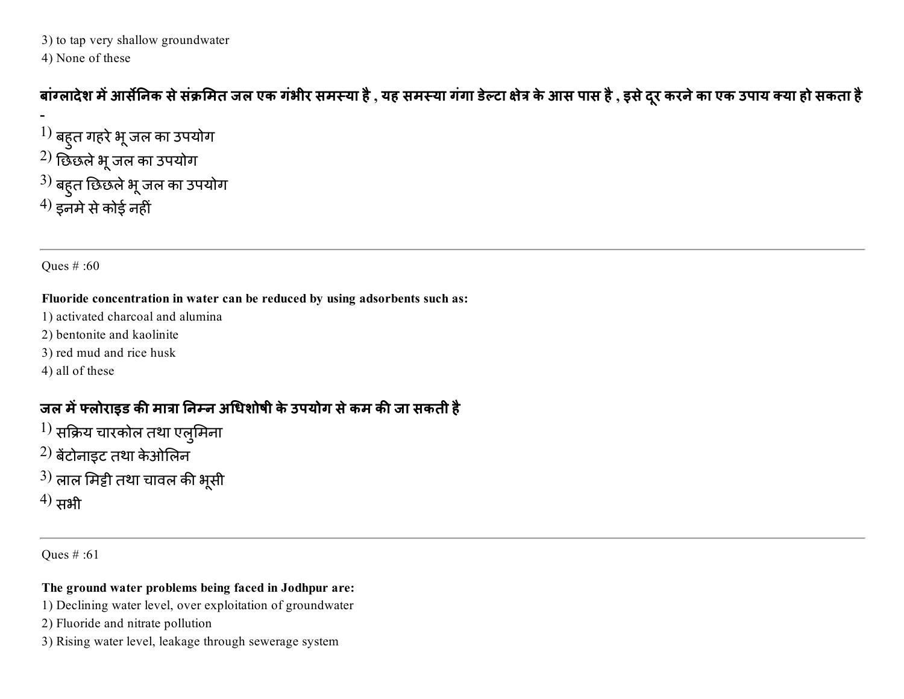3) to tap very shallow groundwater
4) None of these

**बांग्लादेश में आर्सेनिक से संक्रमित जल एक गंभीर समस्या है , यह समस्या गंगा डेल्टा क्षेत्र के आस पास है , इसे दूर करने का एक उपाय क्या हो सकता है -**

1) बहुत गहरे भू जल का उपयोग
2) छिछले भू जल का उपयोग
3) बहुत छिछले भू जल का उपयोग
4) इनमे से कोई नहीं

---

Ques # :60

**Fluoride concentration in water can be reduced by using adsorbents such as:**

1) activated charcoal and alumina
2) bentonite and kaolinite
3) red mud and rice husk
4) all of these

**जल में फ्लोराइड की मात्रा निम्न अधिशोषी के उपयोग से कम की जा सकती है**

1) सक्रिय चारकोल तथा एलुमिना
2) बेंटोनाइट तथा केओलिन
3) लाल मिट्टी तथा चावल की भूसी
4) सभी

---

Ques # :61

**The ground water problems being faced in Jodhpur are:**

1) Declining water level, over exploitation of groundwater
2) Fluoride and nitrate pollution
3) Rising water level, leakage through sewerage system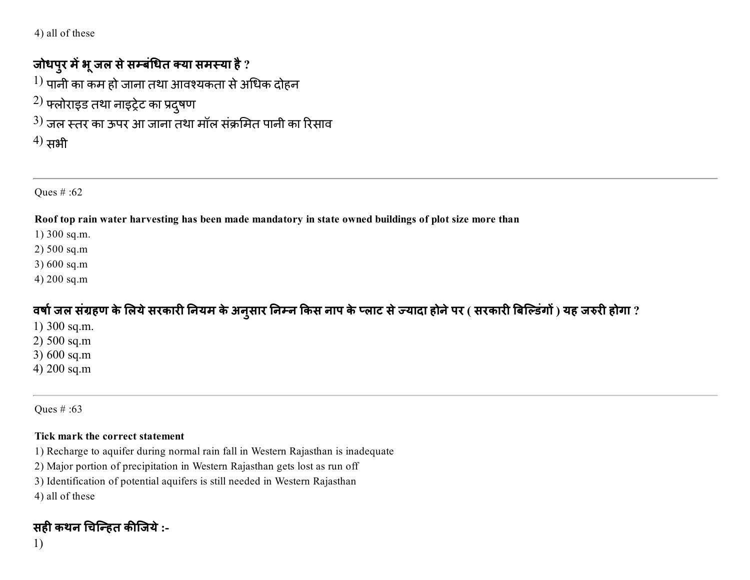4) all of these

**जोधपुर में भू जल से सम्बंधित क्या समस्या है ?**

1) पानी का कम हो जाना तथा आवश्यकता से अधिक दोहन
2) फ्लोराइड तथा नाइट्रेट का प्रदुषण
3) जल स्तर का ऊपर आ जाना तथा मॉल संक्रमित पानी का रिसाव
4) सभी

---

Ques # :62

**Roof top rain water harvesting has been made mandatory in state owned buildings of plot size more than**

1) 300 sq.m.
2) 500 sq.m
3) 600 sq.m
4) 200 sq.m

**वर्षा जल संग्रहण के लिये सरकारी नियम के अनुसार निम्न किस नाप के प्लाट से ज्यादा होने पर ( सरकारी बिल्डिंगों ) यह जरुरी होगा ?**

1) 300 sq.m.
2) 500 sq.m
3) 600 sq.m
4) 200 sq.m

---

Ques # :63

**Tick mark the correct statement**

1) Recharge to aquifer during normal rain fall in Western Rajasthan is inadequate
2) Major portion of precipitation in Western Rajasthan gets lost as run off
3) Identification of potential aquifers is still needed in Western Rajasthan
4) all of these

**सही कथन चिन्हित कीजिये :-**

1)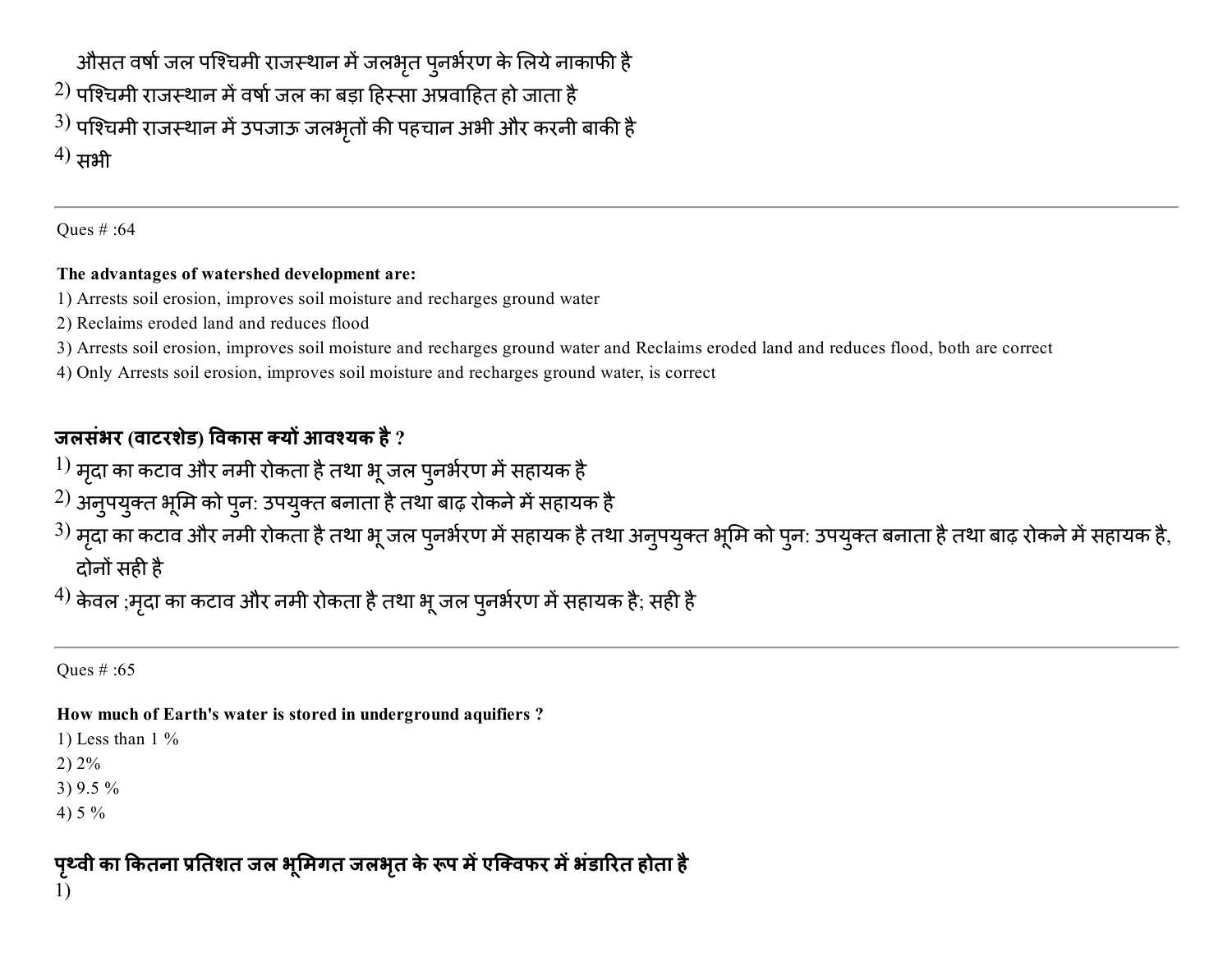औसत वर्षा जल पश्चिमी राजस्थान में जलभृत पुनर्भरण के लिये नाकाफी है

2) पश्चिमी राजस्थान में वर्षा जल का बड़ा हिस्सा अप्रवाहित हो जाता है

3) पश्चिमी राजस्थान में उपजाऊ जलभृतों की पहचान अभी और करनी बाकी है

4) सभी

---

Ques # :64

**The advantages of watershed development are:**

1) Arrests soil erosion, improves soil moisture and recharges ground water

2) Reclaims eroded land and reduces flood

3) Arrests soil erosion, improves soil moisture and recharges ground water and Reclaims eroded land and reduces flood, both are correct

4) Only Arrests soil erosion, improves soil moisture and recharges ground water, is correct

**जलसंभर (वाटरशेड) विकास क्यों आवश्यक है ?**

1) मृदा का कटाव और नमी रोकता है तथा भू जल पुनर्भरण में सहायक है

2) अनुपयुक्त भूमि को पुन: उपयुक्त बनाता है तथा बाढ़ रोकने में सहायक है

3) मृदा का कटाव और नमी रोकता है तथा भू जल पुनर्भरण में सहायक है तथा अनुपयुक्त भूमि को पुन: उपयुक्त बनाता है तथा बाढ़ रोकने में सहायक है, दोनों सही है

4) केवल ;मृदा का कटाव और नमी रोकता है तथा भू जल पुनर्भरण में सहायक है; सही है

---

Ques # :65

**How much of Earth's water is stored in underground aquifiers ?**

1) Less than 1 %

2) 2%

3) 9.5 %

4) 5 %

**पृथ्वी का कितना प्रतिशत जल भूमिगत जलभृत के रूप में एक्विफर में भंडारित होता है**

1)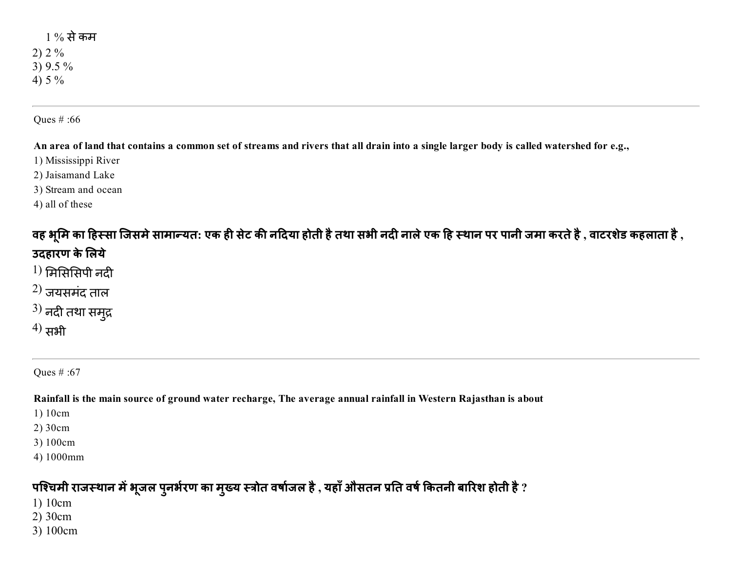1 % से कम
2) 2 %
3) 9.5 %
4) 5 %

---

Ques # :66

**An area of land that contains a common set of streams and rivers that all drain into a single larger body is called watershed for e.g.,**

1) Mississippi River
2) Jaisamand Lake
3) Stream and ocean
4) all of these

**वह भूमि का हिस्सा जिसमे सामान्यत: एक ही सेट की नदिया होती है तथा सभी नदी नाले एक हि स्थान पर पानी जमा करते है , वाटरशेड कहलाता है , उदहारण के लिये**

1) मिसिसिपी नदी
2) जयसमंद ताल
3) नदी तथा समुद्र
4) सभी

---

Ques # :67

**Rainfall is the main source of ground water recharge, The average annual rainfall in Western Rajasthan is about**

1) 10cm
2) 30cm
3) 100cm
4) 1000mm

**पश्चिमी राजस्थान में भूजल पुनर्भरण का मुख्य स्त्रोत वर्षाजल है , यहाँ औसतन प्रति वर्ष कितनी बारिश होती है ?**

1) 10cm
2) 30cm
3) 100cm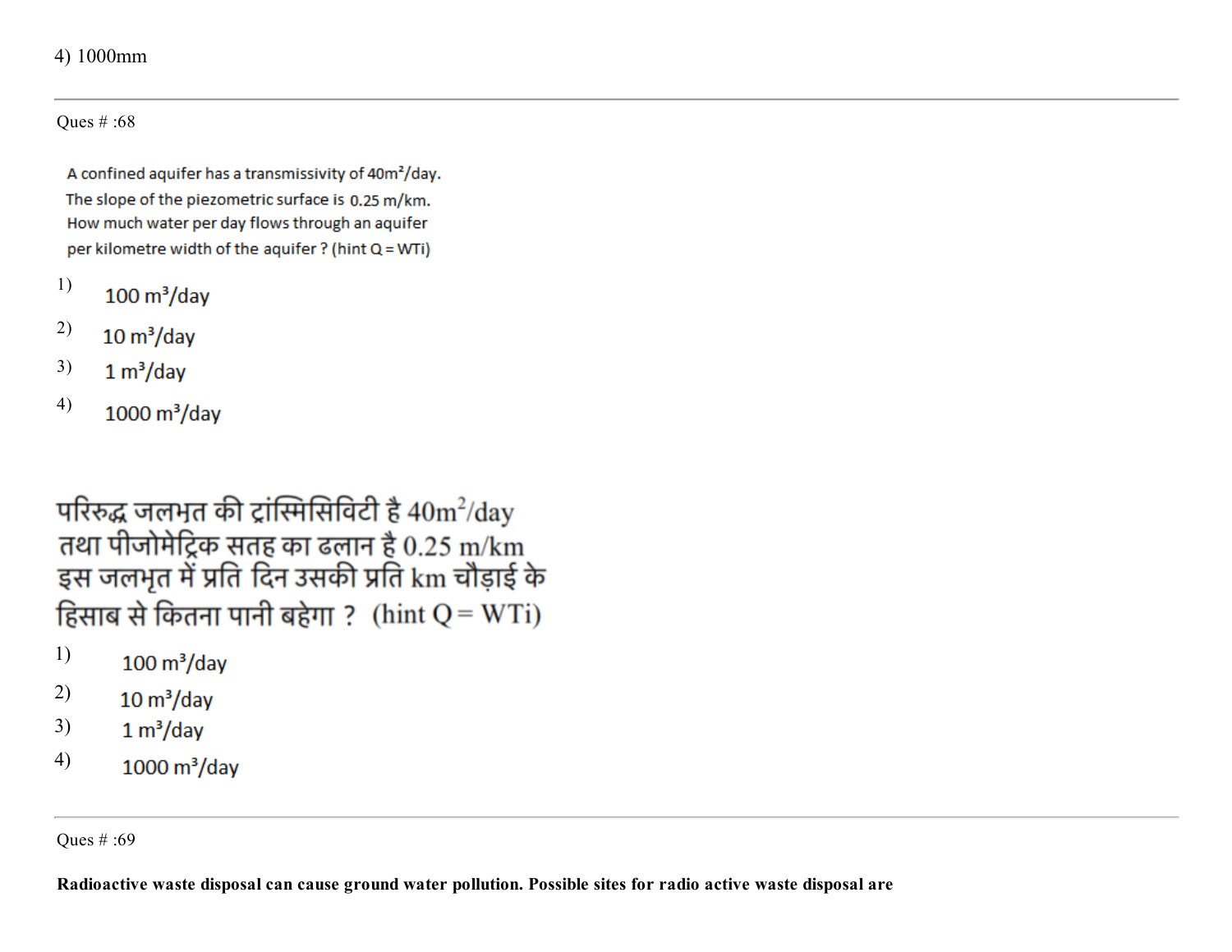4) 1000mm

---

Ques # :68

A confined aquifer has a transmissivity of $40m^2/day$.
The slope of the piezometric surface is 0.25 m/km.
How much water per day flows through an aquifer per kilometre width of the aquifer ? (hint Q = WTi)

1) $100\ m^3/day$
2) $10\ m^3/day$
3) $1\ m^3/day$
4) $1000\ m^3/day$

परिरुद्ध जलभृत की ट्रांस्मिसिविटी है $40m^2/day$
तथा पीजोमेट्रिक सतह का ढलान है 0.25 m/km
इस जलभृत में प्रति दिन उसकी प्रति km चौड़ाई के हिसाब से कितना पानी बहेगा ? (hint Q = WTi)

1) $100\ m^3/day$
2) $10\ m^3/day$
3) $1\ m^3/day$
4) $1000\ m^3/day$

---

Ques # :69

**Radioactive waste disposal can cause ground water pollution. Possible sites for radio active waste disposal are**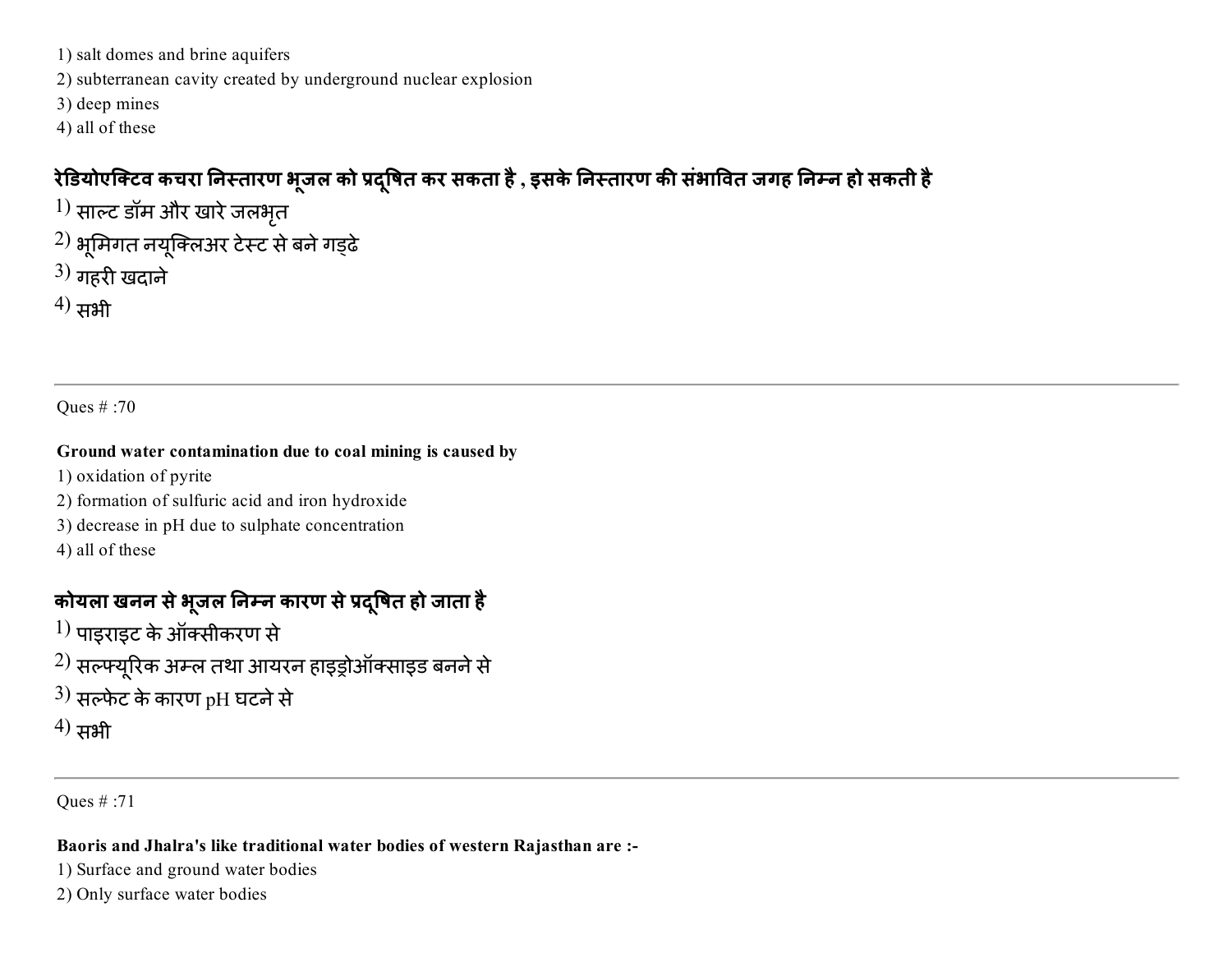1) salt domes and brine aquifers
2) subterranean cavity created by underground nuclear explosion
3) deep mines
4) all of these

**रेडियोएक्टिव कचरा निस्तारण भूजल को प्रदूषित कर सकता है , इसके निस्तारण की संभावित जगह निम्न हो सकती है**

1) साल्ट डॉम और खारे जलभृत
2) भूमिगत नयूक्लिअर टेस्ट से बने गड्ढे
3) गहरी खदाने
4) सभी

---

Ques # :70

**Ground water contamination due to coal mining is caused by**

1) oxidation of pyrite
2) formation of sulfuric acid and iron hydroxide
3) decrease in pH due to sulphate concentration
4) all of these

**कोयला खनन से भूजल निम्न कारण से प्रदूषित हो जाता है**

1) पाइराइट के ऑक्सीकरण से
2) सल्फ्यूरिक अम्ल तथा आयरन हाइड्रोऑक्साइड बनने से
3) सल्फेट के कारण pH घटने से
4) सभी

---

Ques # :71

**Baoris and Jhalra's like traditional water bodies of western Rajasthan are :-**

1) Surface and ground water bodies
2) Only surface water bodies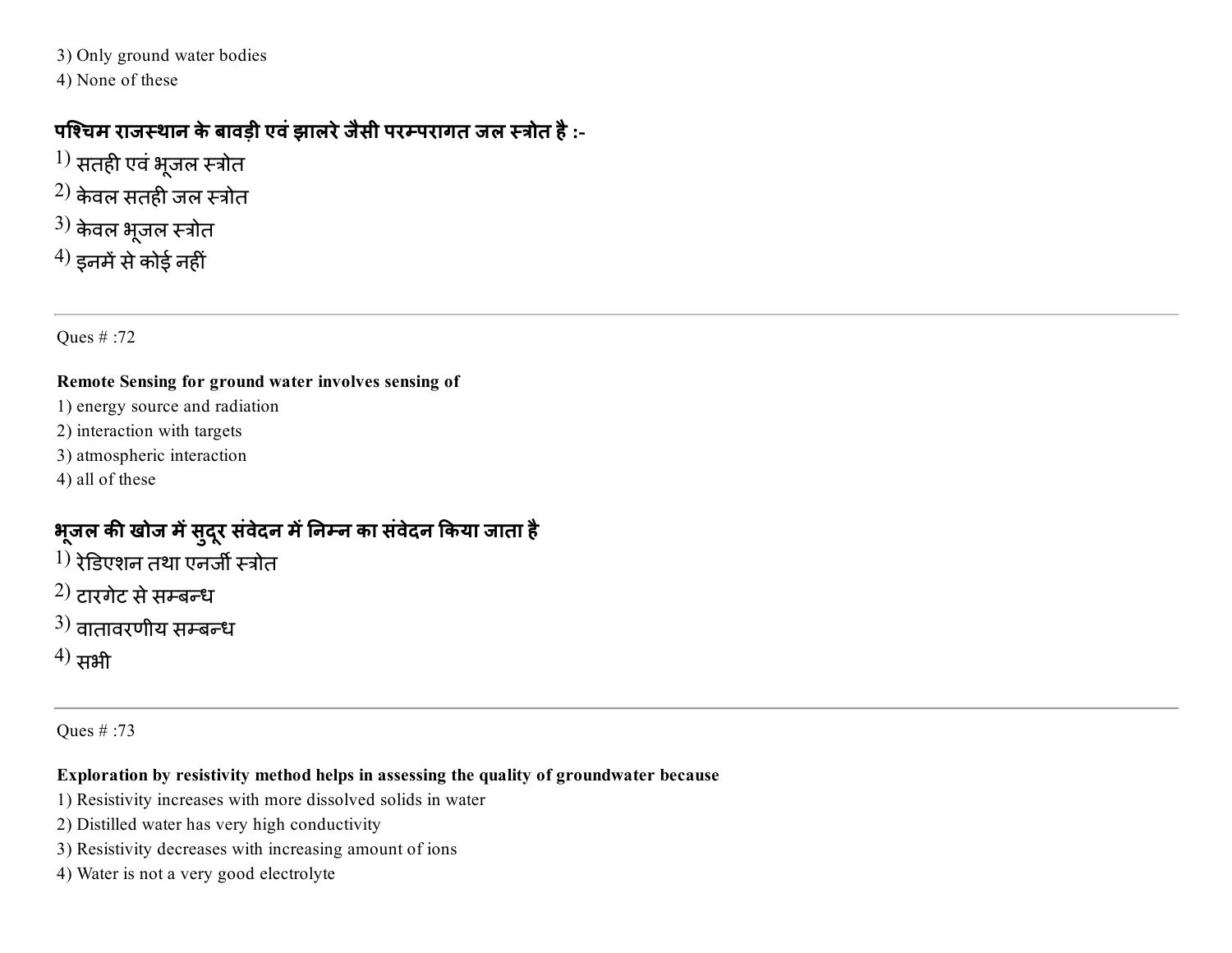3) Only ground water bodies
4) None of these

**पश्चिम राजस्थान के बावड़ी एवं झालरे जैसी परम्परागत जल स्त्रोत है :-**

1) सतही एवं भूजल स्त्रोत
2) केवल सतही जल स्त्रोत
3) केवल भूजल स्त्रोत
4) इनमें से कोई नहीं

---

Ques # :72

**Remote Sensing for ground water involves sensing of**

1) energy source and radiation
2) interaction with targets
3) atmospheric interaction
4) all of these

**भूजल की खोज में सुदूर संवेदन में निम्न का संवेदन किया जाता है**

1) रेडिएशन तथा एनर्जी स्त्रोत
2) टारगेट से सम्बन्ध
3) वातावरणीय सम्बन्ध
4) सभी

---

Ques # :73

**Exploration by resistivity method helps in assessing the quality of groundwater because**

1) Resistivity increases with more dissolved solids in water
2) Distilled water has very high conductivity
3) Resistivity decreases with increasing amount of ions
4) Water is not a very good electrolyte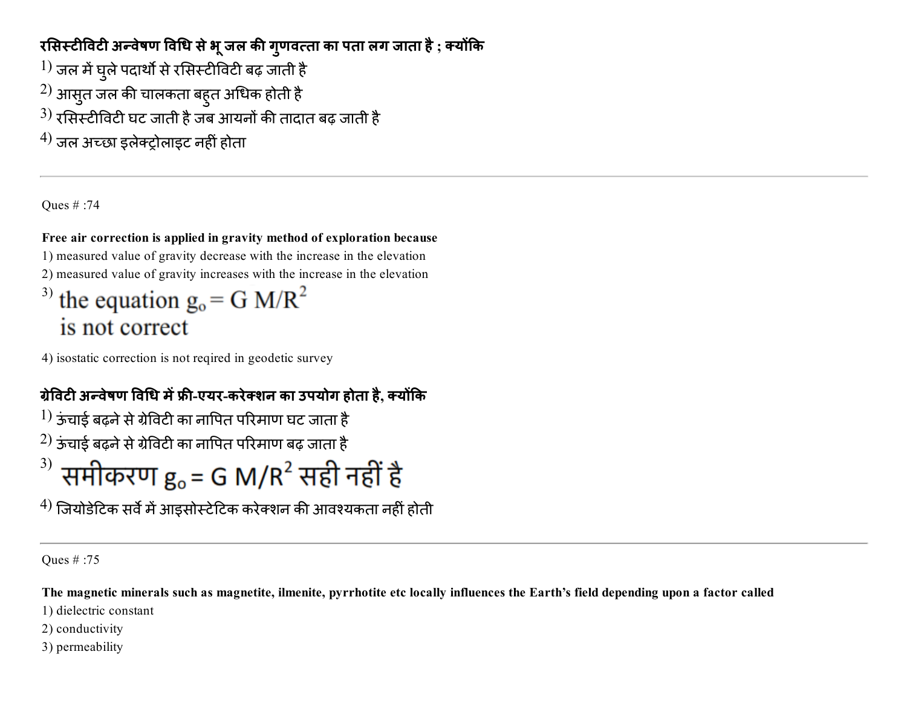**रसिस्टीविटी अन्वेषण विधि से भू जल की गुणवत्ता का पता लग जाता है ; क्योंकि**

1) जल में घुले पदार्थो से रसिस्टीविटी बढ़ जाती है
2) आसुत जल की चालकता बहुत अधिक होती है
3) रसिस्टीविटी घट जाती है जब आयनों की तादात बढ़ जाती है
4) जल अच्छा इलेक्ट्रोलाइट नहीं होता

---

Ques # :74

**Free air correction is applied in gravity method of exploration because**

1) measured value of gravity decrease with the increase in the elevation
2) measured value of gravity increases with the increase in the elevation
3) the equation $g_o = G\ M/R^2$ is not correct
4) isostatic correction is not reqired in geodetic survey

**ग्रेविटी अन्वेषण विधि में फ्री-एयर-करेक्शन का उपयोग होता है, क्योंकि**

1) ऊंचाई बढ़ने से ग्रेविटी का नापित परिमाण घट जाता है
2) ऊंचाई बढ़ने से ग्रेविटी का नापित परिमाण बढ़ जाता है
3) समीकरण $g_o = G\ M/R^2$ सही नहीं है
4) जियोडेटिक सर्वे में आइसोस्टेटिक करेक्शन की आवश्यकता नहीं होती

---

Ques # :75

**The magnetic minerals such as magnetite, ilmenite, pyrrhotite etc locally influences the Earth's field depending upon a factor called**

1) dielectric constant
2) conductivity
3) permeability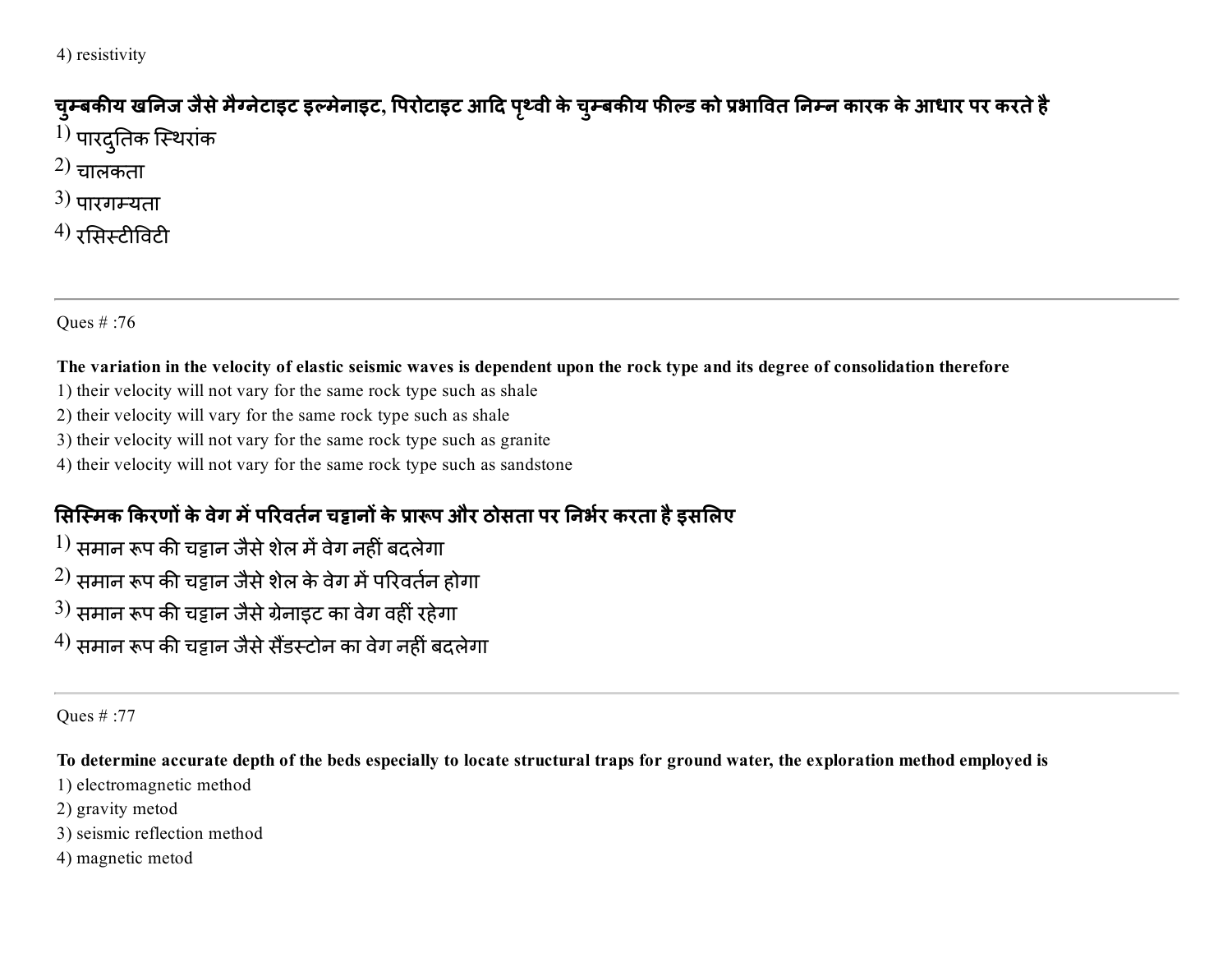4) resistivity

**चुम्बकीय खनिज जैसे मैग्नेटाइट इल्मेनाइट, पिरोटाइट आदि पृथ्वी के चुम्बकीय फील्ड को प्रभावित निम्न कारक के आधार पर करते है**

1) पारदुतिक स्थिरांक
2) चालकता
3) पारगम्यता
4) रसिस्टीविटी

---

Ques # :76

**The variation in the velocity of elastic seismic waves is dependent upon the rock type and its degree of consolidation therefore**

1) their velocity will not vary for the same rock type such as shale
2) their velocity will vary for the same rock type such as shale
3) their velocity will not vary for the same rock type such as granite
4) their velocity will not vary for the same rock type such as sandstone

**सिस्मिक किरणों के वेग में परिवर्तन चट्टानों के प्रारूप और ठोसता पर निर्भर करता है इसलिए**

1) समान रूप की चट्टान जैसे शेल में वेग नहीं बदलेगा
2) समान रूप की चट्टान जैसे शेल के वेग में परिवर्तन होगा
3) समान रूप की चट्टान जैसे ग्रेनाइट का वेग वहीं रहेगा
4) समान रूप की चट्टान जैसे सैंडस्टोन का वेग नहीं बदलेगा

---

Ques # :77

**To determine accurate depth of the beds especially to locate structural traps for ground water, the exploration method employed is**

1) electromagnetic method
2) gravity metod
3) seismic reflection method
4) magnetic metod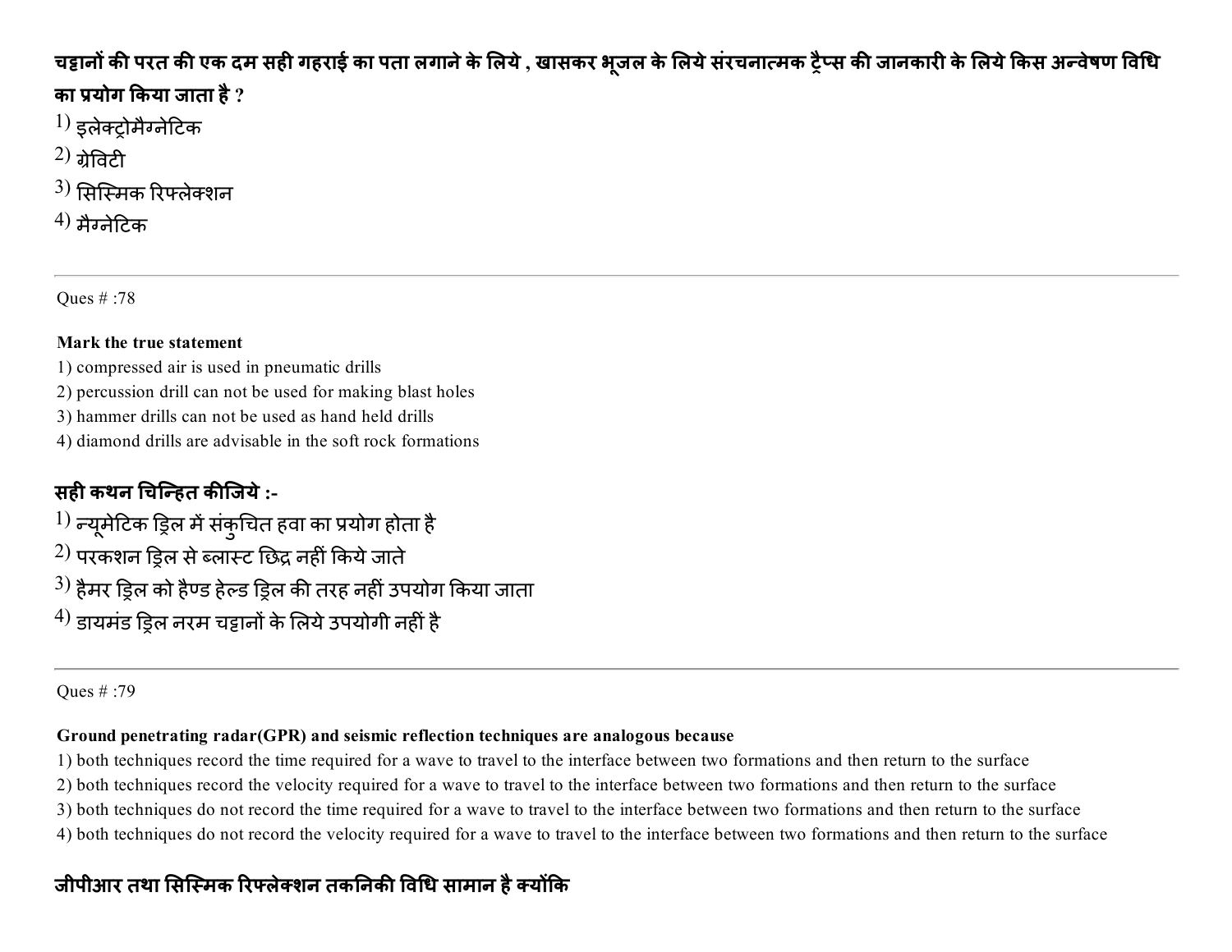**चट्टानों की परत की एक दम सही गहराई का पता लगाने के लिये , खासकर भूजल के लिये संरचनात्मक ट्रैप्स की जानकारी के लिये किस अन्वेषण विधि का प्रयोग किया जाता है ?**

1) इलेक्ट्रोमैग्नेटिक
2) ग्रेविटी
3) सिस्मिक रिफ्लेक्शन
4) मैग्नेटिक

---

Ques # :78

**Mark the true statement**

1) compressed air is used in pneumatic drills
2) percussion drill can not be used for making blast holes
3) hammer drills can not be used as hand held drills
4) diamond drills are advisable in the soft rock formations

**सही कथन चिन्हित कीजिये :-**

1) न्यूमेटिक ड्रिल में संकुचित हवा का प्रयोग होता है
2) परकशन ड्रिल से ब्लास्ट छिद्र नहीं किये जाते
3) हैमर ड्रिल को हैण्ड हेल्ड ड्रिल की तरह नहीं उपयोग किया जाता
4) डायमंड ड्रिल नरम चट्टानों के लिये उपयोगी नहीं है

---

Ques # :79

**Ground penetrating radar(GPR) and seismic reflection techniques are analogous because**

1) both techniques record the time required for a wave to travel to the interface between two formations and then return to the surface
2) both techniques record the velocity required for a wave to travel to the interface between two formations and then return to the surface
3) both techniques do not record the time required for a wave to travel to the interface between two formations and then return to the surface
4) both techniques do not record the velocity required for a wave to travel to the interface between two formations and then return to the surface

**जीपीआर तथा सिस्मिक रिफ्लेक्शन तकनिकी विधि सामान है क्योंकि**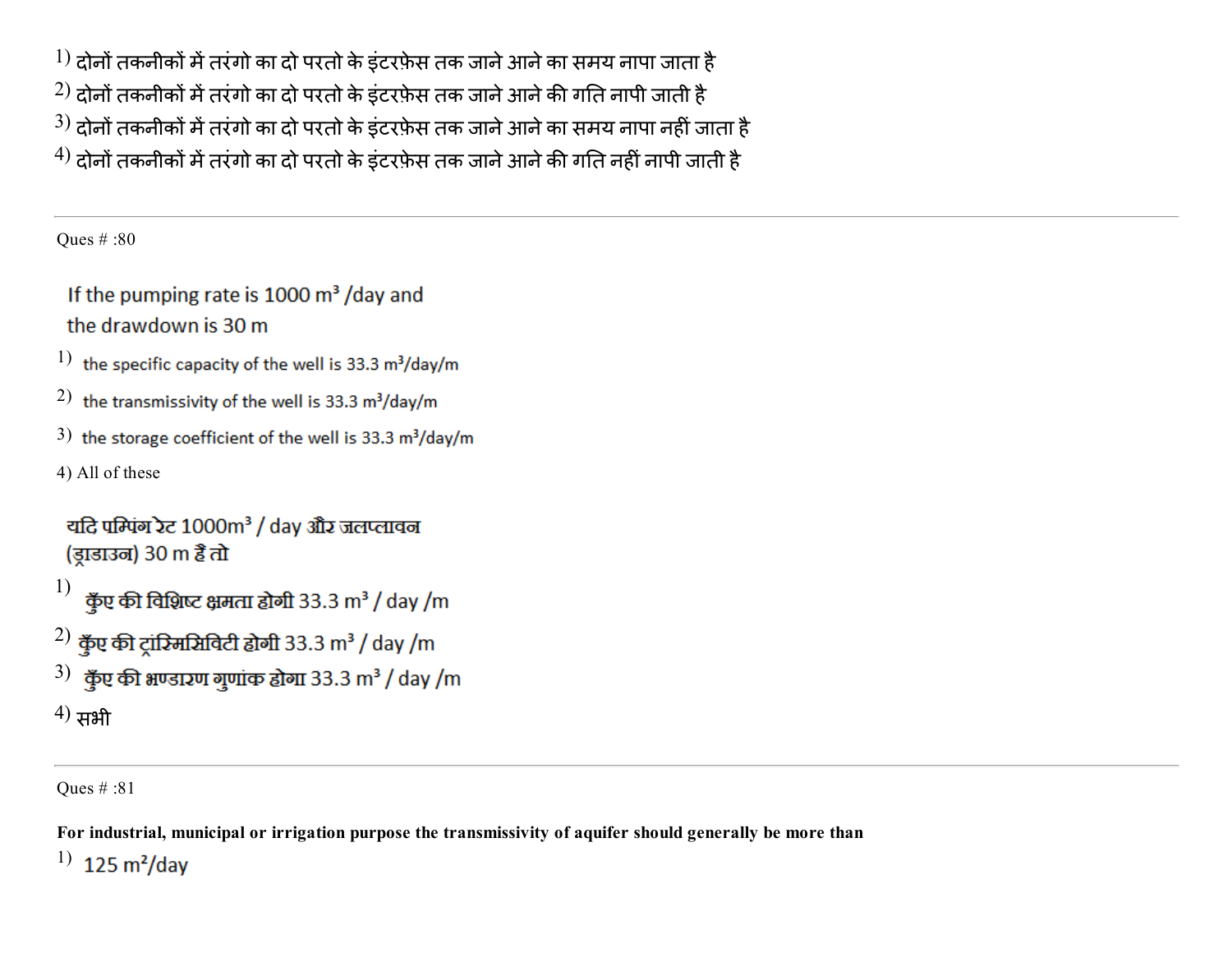1) दोनों तकनीकों में तरंगो का दो परतो के इंटरफ़ेस तक जाने आने का समय नापा जाता है

2) दोनों तकनीकों में तरंगो का दो परतो के इंटरफ़ेस तक जाने आने की गति नापी जाती है

3) दोनों तकनीकों में तरंगो का दो परतो के इंटरफ़ेस तक जाने आने का समय नापा नहीं जाता है

4) दोनों तकनीकों में तरंगो का दो परतो के इंटरफ़ेस तक जाने आने की गति नहीं नापी जाती है

---

Ques # :80

If the pumping rate is 1000 $m^3$ /day and the drawdown is 30 m

1) the specific capacity of the well is 33.3 $m^3$/day/m

2) the transmissivity of the well is 33.3 $m^3$/day/m

3) the storage coefficient of the well is 33.3 $m^3$/day/m

4) All of these

यदि पम्पिंग रेट 1000$m^3$ / day और जलप्लावन (ड्राडाउन) 30 m हैं तो

1) कुँए की विशिष्ट क्षमता होगी 33.3 $m^3$ / day /m

2) कुँए की ट्रांस्मिसिविटी होगी 33.3 $m^3$ / day /m

3) कुँए की भण्डारण गुणांक होगा 33.3 $m^3$ / day /m

4) सभी

---

Ques # :81

**For industrial, municipal or irrigation purpose the transmissivity of aquifer should generally be more than**

1) 125 $m^2$/day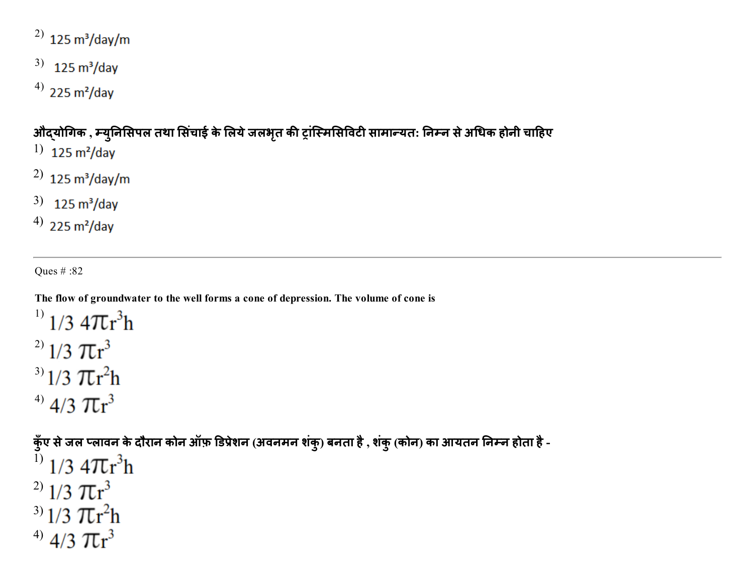2) 125 $m^3$/day/m

3) 125 $m^3$/day

4) 225 $m^2$/day

**औद्योगिक , म्युनिसिपल तथा सिंचाई के लिये जलभृत की ट्रांस्मिसिविटी सामान्यत: निम्न से अधिक होनी चाहिए**

1) 125 $m^2$/day

2) 125 $m^3$/day/m

3) 125 $m^3$/day

4) 225 $m^2$/day

---

Ques # :82

**The flow of groundwater to the well forms a cone of depression. The volume of cone is**

1) $1/3\ 4\pi r^3 h$

2) $1/3\ \pi r^3$

3) $1/3\ \pi r^2 h$

4) $4/3\ \pi r^3$

**कुँए से जल प्लावन के दौरान कोन ऑफ़ डिप्रेशन (अवनमन शंकु) बनता है , शंकु (कोन) का आयतन निम्न होता है -**

1) $1/3\ 4\pi r^3 h$

2) $1/3\ \pi r^3$

3) $1/3\ \pi r^2 h$

4) $4/3\ \pi r^3$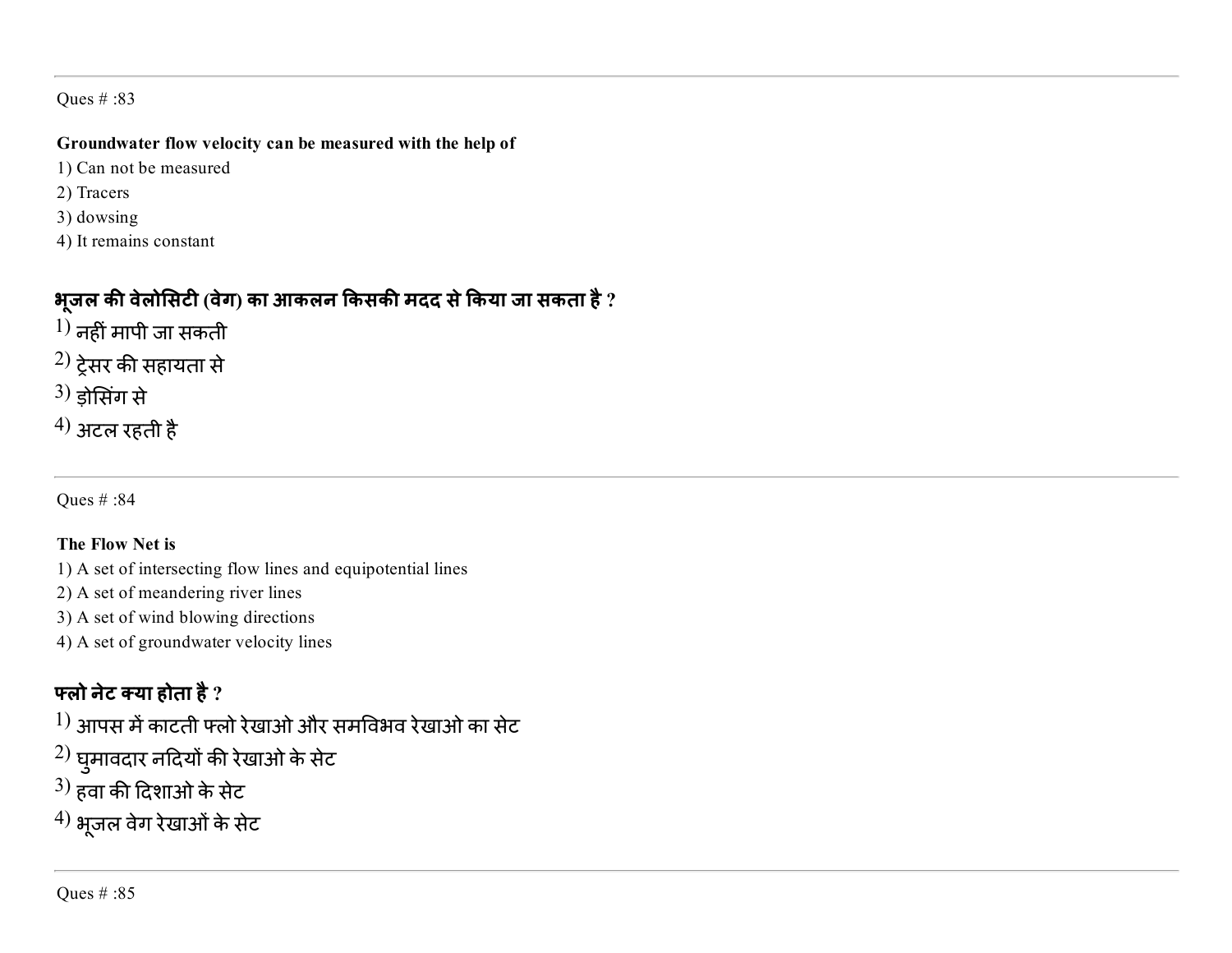Ques # :83

**Groundwater flow velocity can be measured with the help of**

1) Can not be measured
2) Tracers
3) dowsing
4) It remains constant

**भूजल की वेलोसिटी (वेग) का आकलन किसकी मदद से किया जा सकता है ?**

1) नहीं मापी जा सकती
2) ट्रेसर की सहायता से
3) ड़ोसिंग से
4) अटल रहती है

Ques # :84

**The Flow Net is**

1) A set of intersecting flow lines and equipotential lines
2) A set of meandering river lines
3) A set of wind blowing directions
4) A set of groundwater velocity lines

**फ्लो नेट क्या होता है ?**

1) आपस में काटती फ्लो रेखाओ और समविभव रेखाओ का सेट
2) घुमावदार नदियों की रेखाओ के सेट
3) हवा की दिशाओ के सेट
4) भूजल वेग रेखाओं के सेट

Ques # :85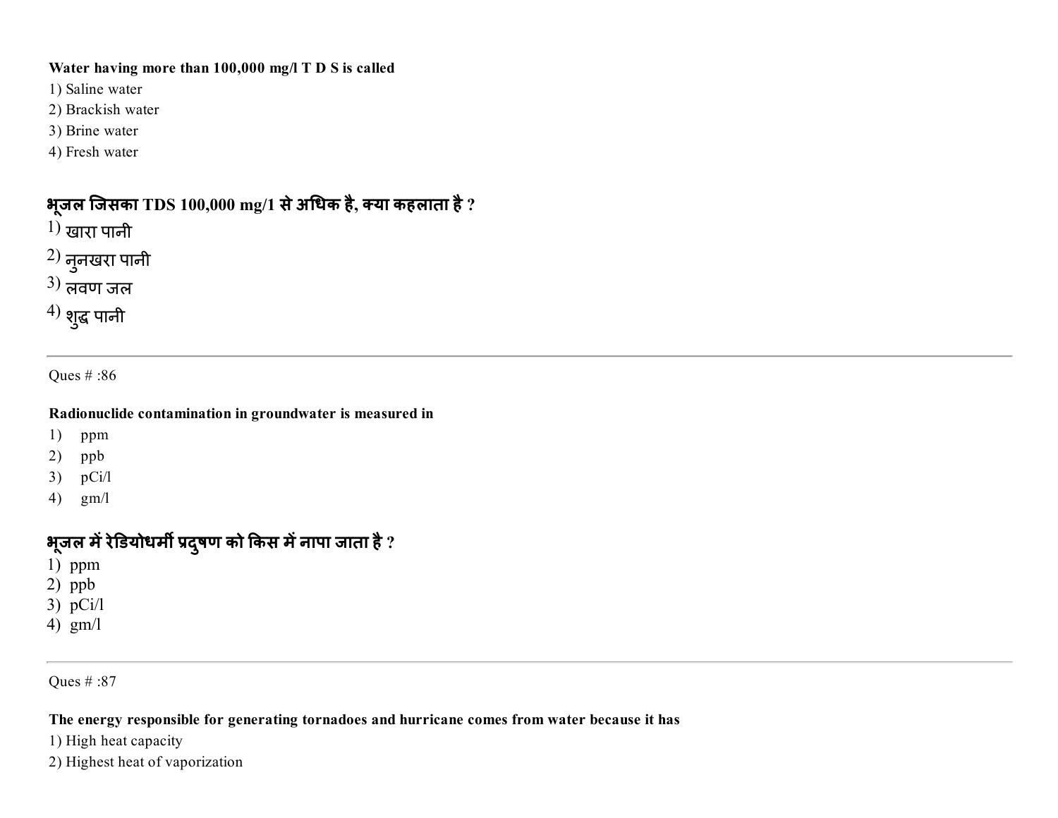**Water having more than 100,000 mg/l T D S is called**

1) Saline water
2) Brackish water
3) Brine water
4) Fresh water

**भूजल जिसका TDS 100,000 mg/1 से अधिक है, क्या कहलाता है ?**

1) खारा पानी
2) नुनखरा पानी
3) लवण जल
4) शुद्ध पानी

---

Ques # :86

**Radionuclide contamination in groundwater is measured in**

1) ppm
2) ppb
3) pCi/l
4) gm/l

**भूजल में रेडियोधर्मी प्रदुषण को किस में नापा जाता है ?**

1) ppm
2) ppb
3) pCi/l
4) gm/l

---

Ques # :87

**The energy responsible for generating tornadoes and hurricane comes from water because it has**

1) High heat capacity
2) Highest heat of vaporization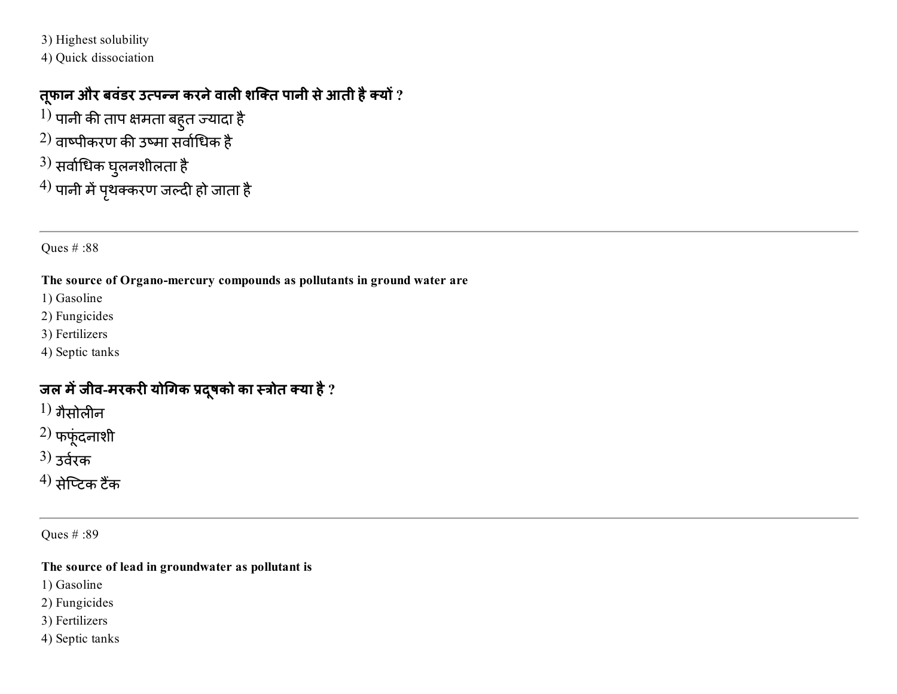3) Highest solubility
4) Quick dissociation

**तूफ़ान और बवंडर उत्पन्न करने वाली शक्ति पानी से आती है क्यों ?**

1) पानी की ताप क्षमता बहुत ज्यादा है
2) वाष्पीकरण की उष्मा सर्वाधिक है
3) सर्वाधिक घुलनशीलता है
4) पानी में पृथक्करण जल्दी हो जाता है

---

Ques # :88

**The source of Organo-mercury compounds as pollutants in ground water are**

1) Gasoline
2) Fungicides
3) Fertilizers
4) Septic tanks

**जल में जीव-मरकरी योगिक प्रदूषको का स्त्रोत क्या है ?**

1) गैसोलीन
2) फफूंदनाशी
3) उर्वरक
4) सेप्टिक टैंक

---

Ques # :89

**The source of lead in groundwater as pollutant is**

1) Gasoline
2) Fungicides
3) Fertilizers
4) Septic tanks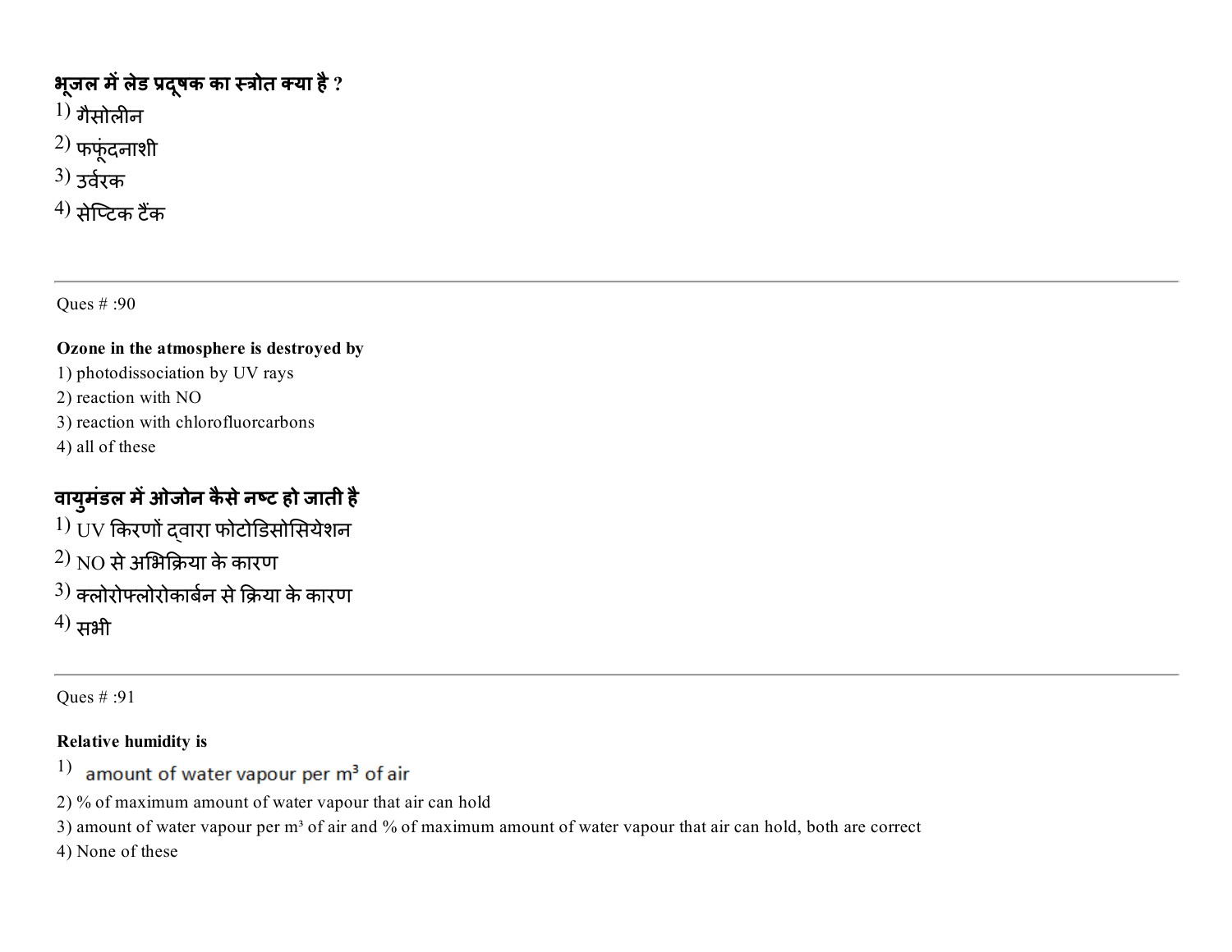**भूजल में लेड प्रदूषक का स्त्रोत क्या है ?**

1) गैसोलीन
2) फफूंदनाशी
3) उर्वरक
4) सेप्टिक टैंक

---

Ques # :90

**Ozone in the atmosphere is destroyed by**

1) photodissociation by UV rays
2) reaction with NO
3) reaction with chlorofluorcarbons
4) all of these

**वायुमंडल में ओजोन कैसे नष्ट हो जाती है**

1) UV किरणों द्वारा फोटोडिसोसियेशन
2) NO से अभिक्रिया के कारण
3) क्लोरोफ्लोरोकार्बन से क्रिया के कारण
4) सभी

---

Ques # :91

**Relative humidity is**

1) amount of water vapour per $m^3$ of air
2) % of maximum amount of water vapour that air can hold
3) amount of water vapour per $m^3$ of air and % of maximum amount of water vapour that air can hold, both are correct
4) None of these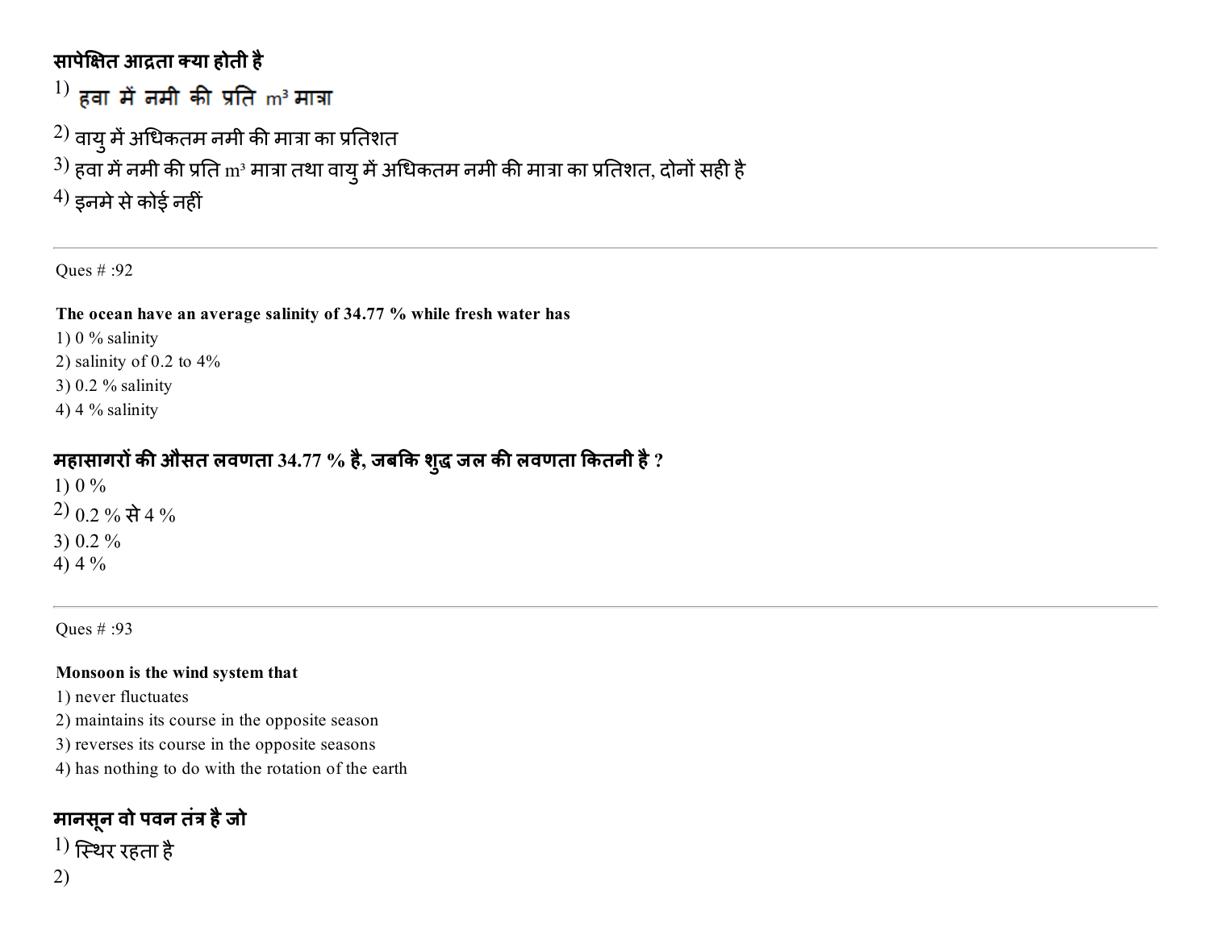**सापेक्षित आद्रता क्या होती है**

1) हवा में नमी की प्रति $m^3$ मात्रा

2) वायु में अधिकतम नमी की मात्रा का प्रतिशत

3) हवा में नमी की प्रति $m^3$ मात्रा तथा वायु में अधिकतम नमी की मात्रा का प्रतिशत, दोनों सही है

4) इनमे से कोई नहीं

---

Ques # :92

**The ocean have an average salinity of 34.77 % while fresh water has**

1) 0 % salinity
2) salinity of 0.2 to 4%
3) 0.2 % salinity
4) 4 % salinity

**महासागरों की औसत लवणता 34.77 % है, जबकि शुद्ध जल की लवणता कितनी है ?**

1) 0 %
2) 0.2 % से 4 %
3) 0.2 %
4) 4 %

---

Ques # :93

**Monsoon is the wind system that**

1) never fluctuates
2) maintains its course in the opposite season
3) reverses its course in the opposite seasons
4) has nothing to do with the rotation of the earth

**मानसून वो पवन तंत्र है जो**

1) स्थिर रहता है
2)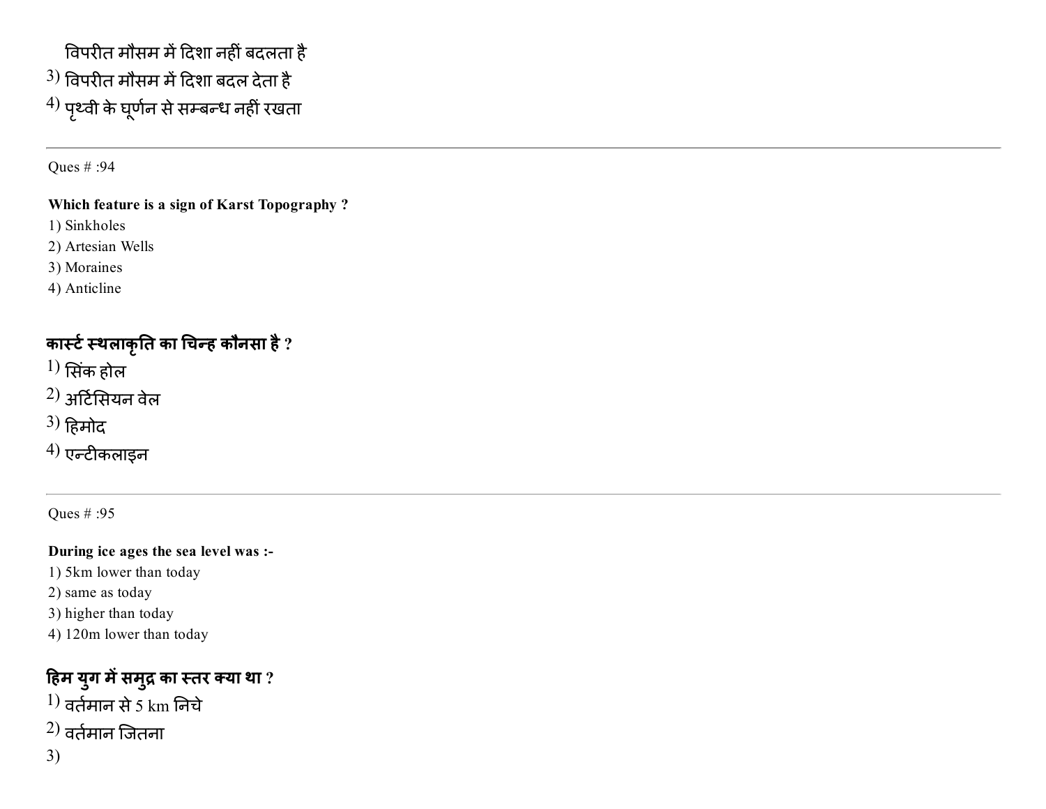विपरीत मौसम में दिशा नहीं बदलता है

3) विपरीत मौसम में दिशा बदल देता है

4) पृथ्वी के घूर्णन से सम्बन्ध नहीं रखता

---

Ques # :94

**Which feature is a sign of Karst Topography ?**

1) Sinkholes
2) Artesian Wells
3) Moraines
4) Anticline

**कार्स्ट स्थलाकृति का चिन्ह कौनसा है ?**

1) सिंक होल
2) अर्टिसियन वेल
3) हिमोद
4) एन्टीकलाइन

---

Ques # :95

**During ice ages the sea level was :-**

1) 5km lower than today
2) same as today
3) higher than today
4) 120m lower than today

**हिम युग में समुद्र का स्तर क्या था ?**

1) वर्तमान से 5 km निचे
2) वर्तमान जितना
3)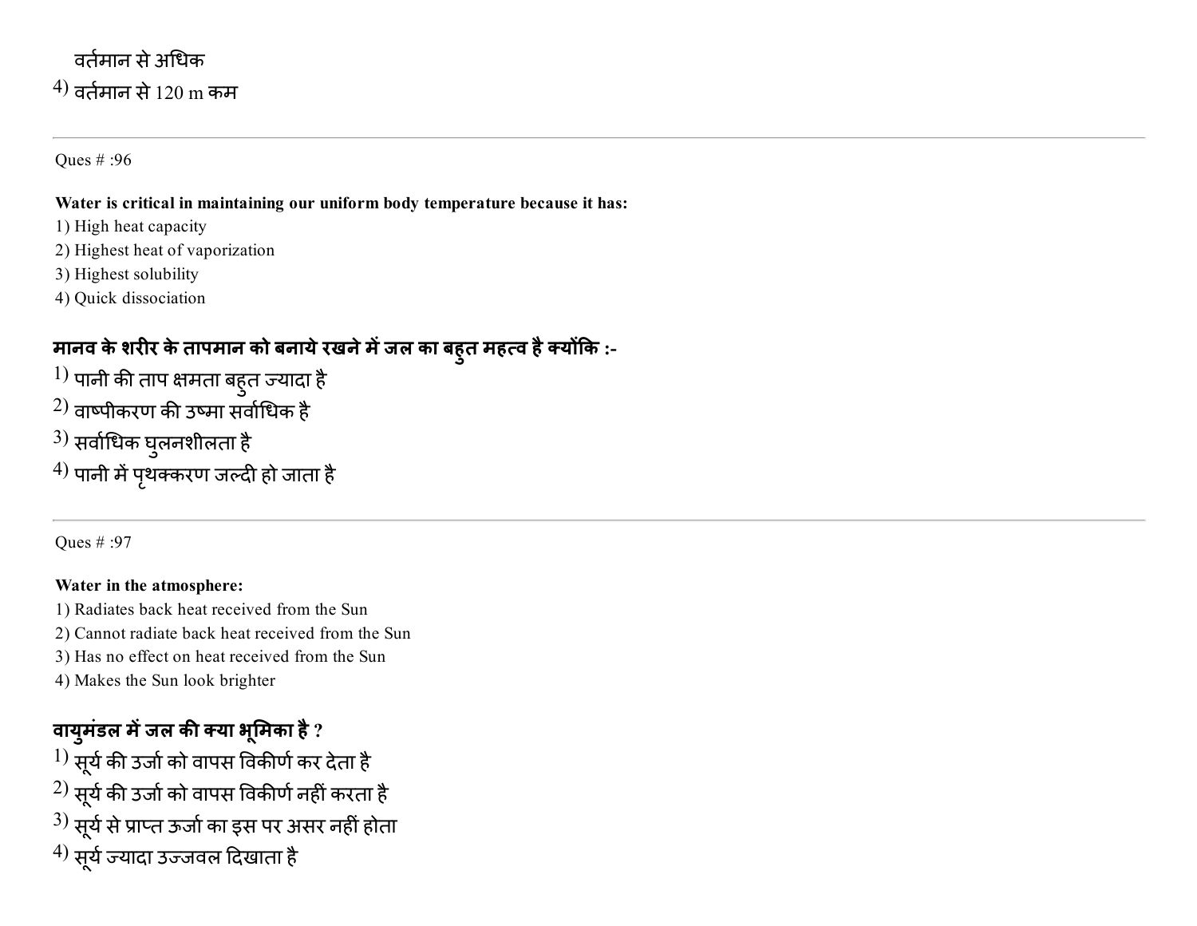वर्तमान से अधिक

4) वर्तमान से 120 m कम

---

Ques # :96

**Water is critical in maintaining our uniform body temperature because it has:**

1) High heat capacity
2) Highest heat of vaporization
3) Highest solubility
4) Quick dissociation

**मानव के शरीर के तापमान को बनाये रखने में जल का बहुत महत्व है क्योंकि :-**

1) पानी की ताप क्षमता बहुत ज्यादा है
2) वाष्पीकरण की उष्मा सर्वाधिक है
3) सर्वाधिक घुलनशीलता है
4) पानी में पृथक्करण जल्दी हो जाता है

---

Ques # :97

**Water in the atmosphere:**

1) Radiates back heat received from the Sun
2) Cannot radiate back heat received from the Sun
3) Has no effect on heat received from the Sun
4) Makes the Sun look brighter

**वायुमंडल में जल की क्या भूमिका है ?**

1) सूर्य की उर्जा को वापस विकीर्ण कर देता है
2) सूर्य की उर्जा को वापस विकीर्ण नहीं करता है
3) सूर्य से प्राप्त ऊर्जा का इस पर असर नहीं होता
4) सूर्य ज्यादा उज्जवल दिखाता है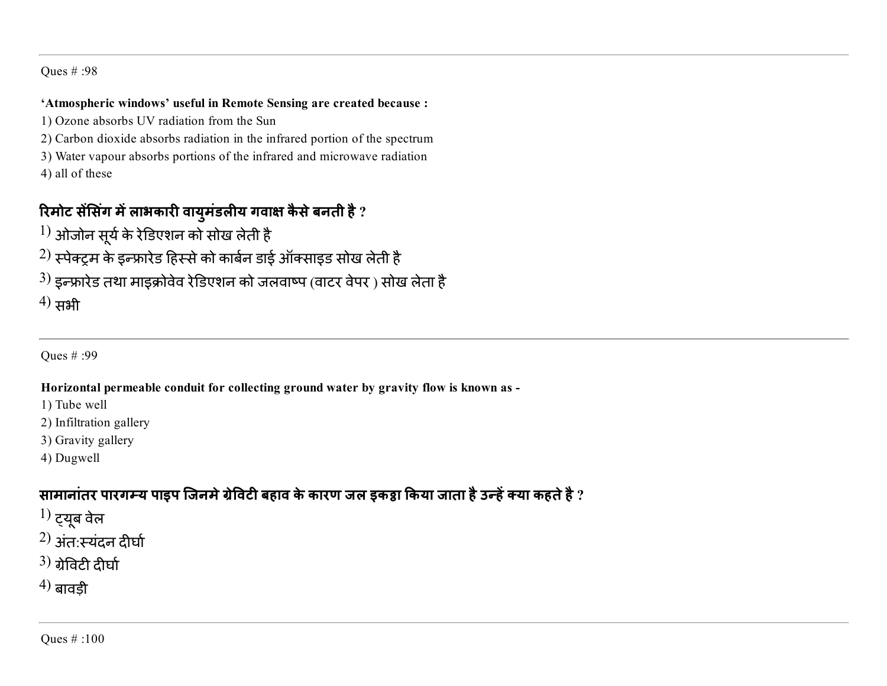Ques # :98

**'Atmospheric windows' useful in Remote Sensing are created because :**

1) Ozone absorbs UV radiation from the Sun
2) Carbon dioxide absorbs radiation in the infrared portion of the spectrum
3) Water vapour absorbs portions of the infrared and microwave radiation
4) all of these

**रिमोट सेंसिंग में लाभकारी वायुमंडलीय गवाक्ष कैसे बनती है ?**

1) ओजोन सूर्य के रेडिएशन को सोख लेती है
2) स्पेक्ट्रम के इन्फ्रारेड हिस्से को कार्बन डाई ऑक्साइड सोख लेती है
3) इन्फ्रारेड तथा माइक्रोवेव रेडिएशन को जलवाष्प (वाटर वेपर ) सोख लेता है
4) सभी

---

Ques # :99

**Horizontal permeable conduit for collecting ground water by gravity flow is known as -**

1) Tube well
2) Infiltration gallery
3) Gravity gallery
4) Dugwell

**सामानांतर पारगम्य पाइप जिनमे ग्रेविटी बहाव के कारण जल इकट्ठा किया जाता है उन्हें क्या कहते है ?**

1) ट्यूब वेल
2) अंत:स्यंदन दीर्घा
3) ग्रेविटी दीर्घा
4) बावड़ी

---

Ques # :100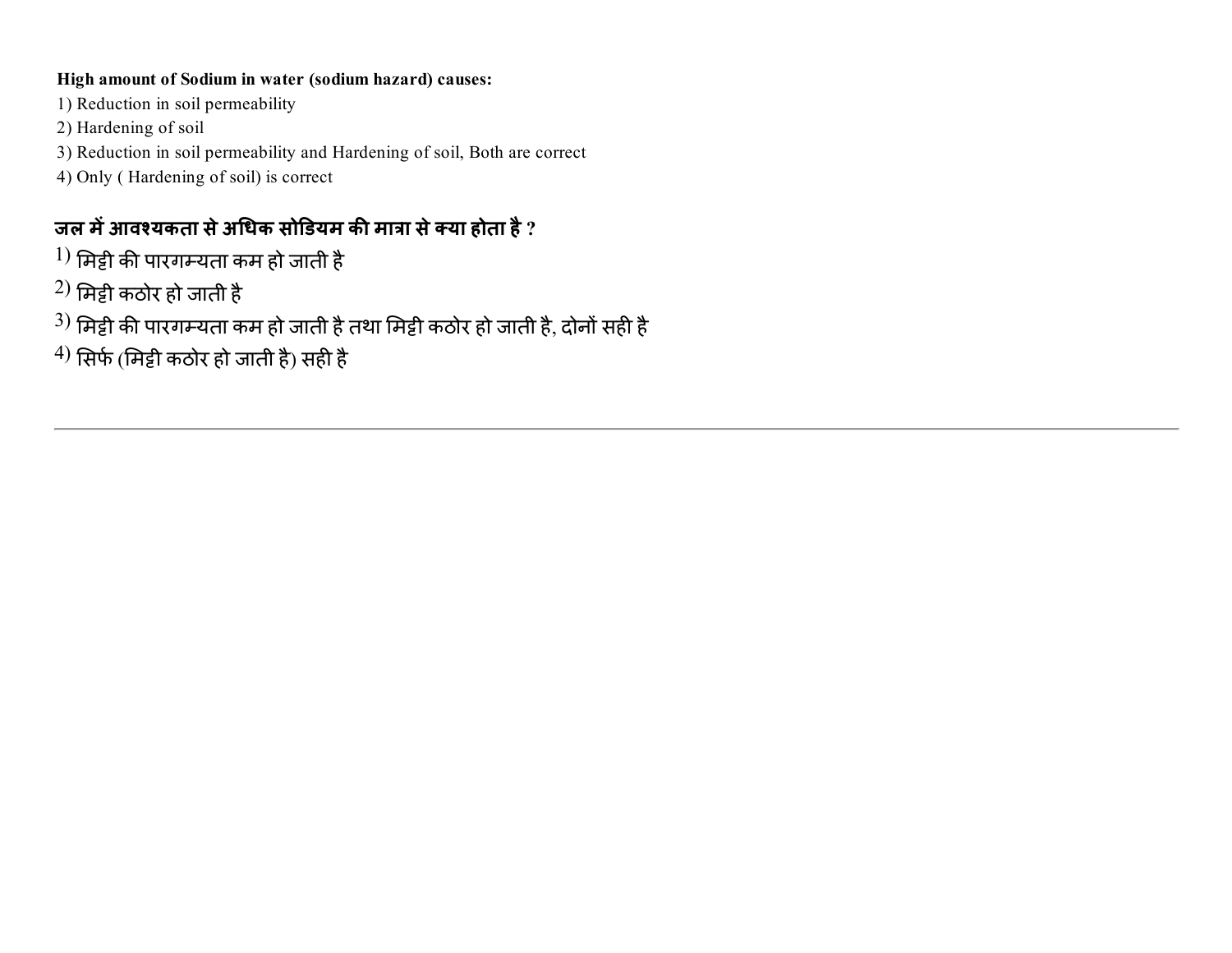**High amount of Sodium in water (sodium hazard) causes:**

1) Reduction in soil permeability
2) Hardening of soil
3) Reduction in soil permeability and Hardening of soil, Both are correct
4) Only ( Hardening of soil) is correct

**जल में आवश्यकता से अधिक सोडियम की मात्रा से क्या होता है ?**

1) मिट्टी की पारगम्यता कम हो जाती है
2) मिट्टी कठोर हो जाती है
3) मिट्टी की पारगम्यता कम हो जाती है तथा मिट्टी कठोर हो जाती है, दोनों सही है
4) सिर्फ (मिट्टी कठोर हो जाती है) सही है

---